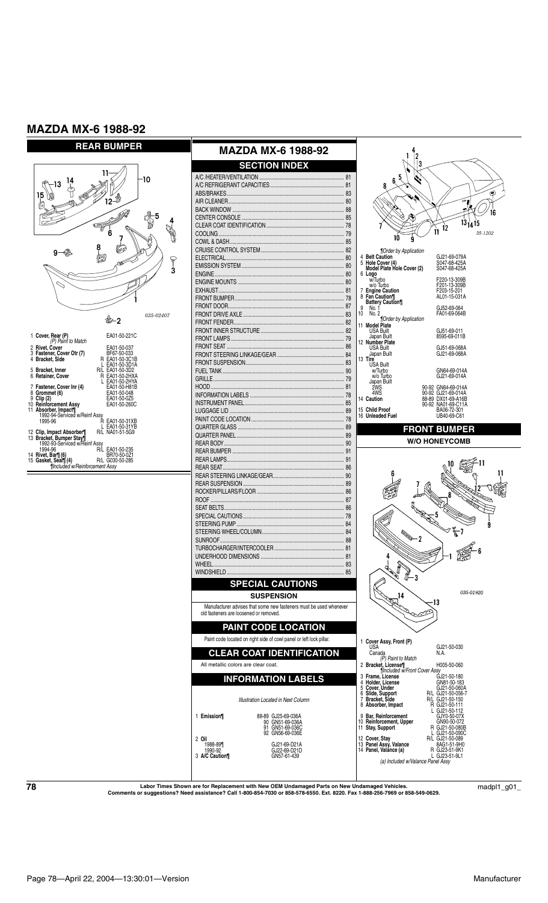# MAZDA MX-6 1988-92

## REAR BUMPER

035-02407

1 **Cover, Rear (P)** EA01-50-221C
*(P) Paint to Match*
2 **Rivet, Cover** EA01-50-037
3 **Fastener, Cover Otr (7)** BF67-50-033
4 **Bracket, Side** R EA01-50-3C1B
L EA01-50-3D1A
5 **Bracket, Inner** R/L EA01-50-3D2
6 **Retainer, Cover** R EA01-50-2HXA
L EA01-50-2HYA
7 **Fastener, Cover Inr (4)** EA01-50-H81B
8 **Grommet (6)** EA01-50-048
9 **Clip (2)** EA01-50-0Z5
10 **Reinforcement Assy** EA01-50-260C
11 **Absorber, Impact¶**
1992-94-Serviced w/Reinf Assy
1995-96 R EA01-50-31XB
L EA01-50-31YB
12 **Clip, Impact Absorber¶** R/L NA01-51-5G9
13 **Bracket, Bumper Stay¶**
1992-93-Serviced w/Reinf Assy
1994-96 R/L EA01-50-235
14 **Rivet, Bar¶ (6)** BR70-50-0Z1
15 **Gasket, Seal¶ (4)** R/L G030-50-285
*¶Included w/Reinforcement Assy*

## MAZDA MX-6 1988-92

### SECTION INDEX

| Section | Page |
|---|---|
| A/C /HEATER/VENTILATION | 81 |
| A/C REFRIGERANT CAPACITIES | 81 |
| ABS/BRAKES | 83 |
| AIR CLEANER | 80 |
| BACK WINDOW | 88 |
| CENTER CONSOLE | 85 |
| CLEAR COAT IDENTIFICATION | 78 |
| COOLING | 79 |
| COWL & DASH | 85 |
| CRUISE CONTROL SYSTEM | 82 |
| ELECTRICAL | 80 |
| EMISSION SYSTEM | 80 |
| ENGINE | 80 |
| ENGINE MOUNTS | 80 |
| EXHAUST | 81 |
| FRONT BUMPER | 78 |
| FRONT DOOR | 87 |
| FRONT DRIVE AXLE | 83 |
| FRONT FENDER | 82 |
| FRONT INNER STRUCTURE | 82 |
| FRONT LAMPS | 79 |
| FRONT SEAT | 86 |
| FRONT STEERING LINKAGE/GEAR | 84 |
| FRONT SUSPENSION | 83 |
| FUEL TANK | 90 |
| GRILLE | 79 |
| HOOD | 81 |
| INFORMATION LABELS | 78 |
| INSTRUMENT PANEL | 85 |
| LUGGAGE LID | 89 |
| PAINT CODE LOCATION | 78 |
| QUARTER GLASS | 89 |
| QUARTER PANEL | 89 |
| REAR BODY | 90 |
| REAR BUMPER | 91 |
| REAR LAMPS | 91 |
| REAR SEAT | 86 |
| REAR STEERING LINKAGE/GEAR | 90 |
| REAR SUSPENSION | 89 |
| ROCKER/PILLARS/FLOOR | 86 |
| ROOF | 87 |
| SEAT BELTS | 86 |
| SPECIAL CAUTIONS | 78 |
| STEERING PUMP | 84 |
| STEERING WHEEL/COLUMN | 84 |
| SUNROOF | 88 |
| TURBOCHARGER/INTERCOOLER | 81 |
| UNDERHOOD DIMENSIONS | 81 |
| WHEEL | 83 |
| WINDSHIELD | 85 |

### SPECIAL CAUTIONS

#### SUSPENSION

Manufacturer advises that some new fasteners must be used whenever old fasteners are loosened or removed.

### PAINT CODE LOCATION

Paint code located on right side of cowl panel or left lock pillar.

### CLEAR COAT IDENTIFICATION

All metallic colors are clear coat.

### INFORMATION LABELS

*Illustration Located in Next Column*

1 **Emission¶** 88-89 GJ25-69-036A
90 GN51-69-036A
91 GN51-69-036C
92 GN56-69-036E
2 **Oil**
1988-89¶ GJ21-69-D21A
1990-92 GJ22-69-D21D
3 **A/C Caution¶** GN57-61-439

35-1202

*¶Order by Application*
4 **Belt Caution** GJ21-69-079A
5 **Hole Cover (4)** S047-68-425A
**Model Plate Hole Cover (2)** S047-68-425A
6 **Logo**
w/Turbo F220-13-309B
w/o Turbo F201-13-309B
7 **Engine Caution** F203-15-201
8 **Fan Caution¶** AL01-15-031A
**Battery Caution¶**
9 No. 1 GJ52-69-064
10 No. 2 FA01-69-064B
*¶Order by Application*
11 **Model Plate**
USA Built GJ51-69-011
Japan Built 8595-69-011B
12 **Number Plate**
USA Built GJ51-69-068A
Japan Built GJ21-69-068A
13 **Tire**
USA Built
w/Turbo GN64-69-014A
w/o Turbo GJ21-69-014A
Japan Built
2WS 90-92 GN64-69-014A
4WS 90-92 GJ21-69-014A
14 **Caution** 88-89 DX01-69-A16B
90-92 NA01-69-C11A
15 **Child Proof** BA06-72-301
16 **Unleaded Fuel** UB40-69-C61

## FRONT BUMPER

### W/O HONEYCOMB

035-01920

1 **Cover Assy, Front (P)**
USA GJ21-50-030
Canada N.A.
*(P) Paint to Match*
2 **Bracket, License¶** H005-50-060
*¶Included w/Front Cover Assy*
3 **Frame, License** GJ21-50-180
4 **Holder, License** GN81-50-183
5 **Cover, Under** GJ21-50-060A
6 **Slide, Support** R/L GJ21-50-056-7
7 **Bracket, Side** R/L GJ21-50-150
8 **Absorber, Impact** R GJ21-50-111
L GJ21-50-112
9 **Bar, Reinforcement** GJY0-50-07X
10 **Reinforcement, Upper** GN90-50-072
11 **Stay, Support** R GJ21-50-080B
L GJ21-50-090C
12 **Cover, Stay** R/L GJ21-50-089
13 **Panel Assy, Valance** 8AG1-51-9H0
14 **Panel, Valance (a)** R GJ23-51-9K1
L GJ23-51-9L1
*(a) Included w/Valance Panel Assy*

Labor Times Shown are for Replacement with New OEM Undamaged Parts on New Undamaged Vehicles.
Comments or suggestions? Need assistance? Call 1-800-854-7030 or 858-578-6550. Ext. 8220. Fax 1-888-256-7969 or 858-549-0629.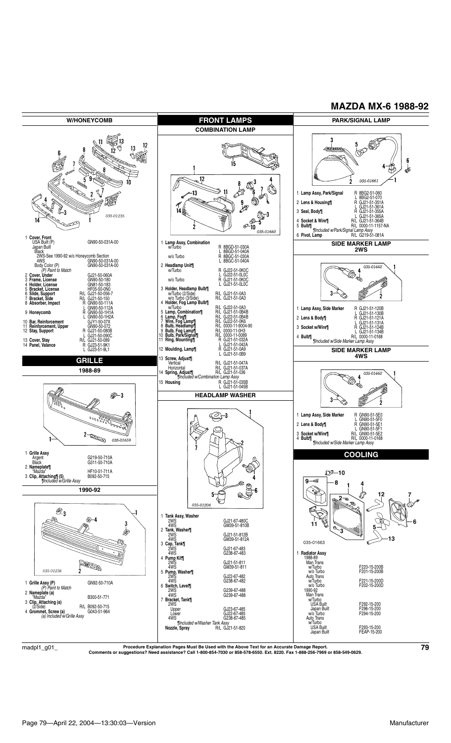# MAZDA MX-6 1988-92

## W/HONEYCOMB

035-01235

| | Part | Number |
|---|---|---|
| 1 | **Cover, Front** | |
| | USA Built (P) | GN90-50-031A-00 |
| | Japan Built | |
| | Black | |
| | 2WS-See 1990-92 w/o Honeycomb Section | |
| | 4WS | GN90-50-031A-00 |
| | Body Color (P) | GN90-50-031A-00 |
| | *(P) Paint to Match* | |
| 2 | **Cover, Under** | GJ21-50-060A |
| 3 | **Frame, License** | GN90-50-180 |
| 4 | **Holder, License** | GN81-50-183 |
| 5 | **Bracket, License** | HF05-50-0N0 |
| 6 | **Slide, Support** | R/L GJ21-50-056-7 |
| 7 | **Bracket, Side** | R/L GJ21-50-150 |
| 8 | **Absorber, Impact** | R GN90-50-111A |
| | | L GN90-50-112A |
| 9 | **Honeycomb** | R GN90-50-1H1A |
| | | L GN90-50-1H2A |
| 10 | **Bar, Reinforcement** | GJY1-50-07X |
| 11 | **Reinforcement, Upper** | GN90-50-072 |
| 12 | **Stay, Support** | R GJ21-50-080B |
| | | L GJ21-50-090C |
| 13 | **Cover, Stay** | R/L GJ21-50-089 |
| 14 | **Panel, Valance** | R GJ23-51-9K1 |
| | | L GJ23-51-9L1 |

## GRILLE

### 1988-89

035-01659

| | Part | Number |
|---|---|---|
| 1 | **Grille Assy** | |
| | Argent | G219-50-710A |
| | Black | G311-50-710A |
| 2 | **Nameplate¶** | |
| | "Mazda" | HF10-51-711A |
| 3 | **Clip, Attaching¶ (5)** | B092-50-715 |
| | *¶Included w/Grille Assy* | |

### 1990-92

035-01236

| | Part | Number |
|---|---|---|
| 1 | **Grille Assy (P)** | GN92-50-710A |
| | *(P) Paint to Match* | |
| 2 | **Nameplate (a)** | |
| | "Mazda" | B300-51-771 |
| 3 | **Clip, Attaching (a)** | |
| | (2/Side) | R/L B092-50-715 |
| 4 | **Grommet, Screw (a)** | G043-51-964 |
| | *(a) Included w/Grille Assy* | |

## FRONT LAMPS

### COMBINATION LAMP

035-01660

| | Part | Number |
|---|---|---|
| 1 | **Lamp Assy, Combination** | |
| | w/Turbo | R 8BGD-51-030A |
| | | L 8BGD-51-040A |
| | w/o Turbo | R 8BGC-51-030A |
| | | L 8BGC-51-040A |
| 2 | **Headlamp Unit¶** | |
| | w/Turbo | R GJ22-51-0K0C |
| | | L GJ22-51-0L0C |
| | w/o Turbo | R GJ21-51-0K0C |
| | | L GJ21-51-0L0C |
| 3 | **Holder, Headlamp Bulb¶** | |
| | w/Turbo (2/Side) | R/L GJ21-51-0A3 |
| | w/o Turbo (3/Side) | R/L GJ21-51-0A3 |
| 4 | **Holder, Fog Lamp Bulb¶** | |
| | w/Turbo | R/L GJ22-51-0A3 |
| 5 | **Lamp, Combination¶** | R/L GJ21-51-0B4B |
| 6 | **Lamp, Fog¶** | R/L GJ22-51-0B4B |
| 7 | **Wire, Fog Lamp¶** | R/L GJ22-51-0K6 |
| 8 | **Bulb, Headlamp¶** | R/L 0000-11-9004-90 |
| 9 | **Bulb, Fog Lamp¶** | R/L 0000-11-0H3 |
| 10 | **Bulb, Park/Signal¶** | R/L 0000-11-0089 |
| 11 | **Ring, Mounting¶** | R GJ21-51-032A |
| | | L GJ21-51-042A |
| 12 | **Moulding, Lamp¶** | R GJ21-51-0A9 |
| | | L GJ21-51-0B9 |
| 13 | **Screw, Adjust¶** | |
| | Vertical | R/L GJ21-51-047A |
| | Horizontal | R/L GJ21-51-037A |
| 14 | **Spring, Adjust¶** | R/L GJ21-51-036 |
| | *¶Included w/Combination Lamp Assy* | |
| 15 | **Housing** | R GJ21-51-035B |
| | | L GJ21-51-045B |

### HEADLAMP WASHER

035-01204

| | Part | Number |
|---|---|---|
| 1 | **Tank Assy, Washer** | |
| | 2WS | GJ21-67-480C |
| | 4WS | GM39-51-810B |
| 2 | **Tank, Washer¶** | |
| | 2WS | GJ21-51-812B |
| | 4WS | GM39-51-812A |
| 3 | **Cap, Tank¶** | |
| | 2WS | GJ21-67-483 |
| | 4WS | G238-67-483 |
| 4 | **Pump Kit¶** | |
| | 2WS | GJ21-51-811 |
| | 4WS | GM39-51-811 |
| 5 | **Pump, Washer¶** | |
| | 2WS | GJ22-67-482 |
| | 4WS | G238-67-482 |
| 6 | **Switch, Level¶** | |
| | 2WS | G239-67-488 |
| | 4WS | G239-67-488 |
| 7 | **Bracket, Tank¶** | |
| | 2WS | |
| | Upper | GJ23-67-485 |
| | Lower | GJ22-67-485 |
| | 4WS | G238-67-485 |
| | *¶Included w/Washer Tank Assy* | |
| | **Nozzle, Spray** | R/L GJ21-51-820 |

## PARK/SIGNAL LAMP

035-01661

| | Part | Number |
|---|---|---|
| 1 | **Lamp Assy, Park/Signal** | R 8BG2-51-060 |
| | | L 8BG2-51-070 |
| 2 | **Lens & Housing¶** | R GJ21-51-351A |
| | | L GJ21-51-361A |
| 3 | **Seal, Body¶** | R GJ21-51-355A |
| | | L GJ21-51-365A |
| 4 | **Socket & Wire¶** | R/L GJ21-51-364B |
| 5 | **Bulb¶** | R/L 0000-11-1157-NA |
| | *¶Included w/Park/Signal Lamp Assy* | |
| 6 | **Pivot, Lamp** | R/L G219-51-081A |

## SIDE MARKER LAMP 2WS

035-01662

| | Part | Number |
|---|---|---|
| 1 | **Lamp Assy, Side Marker** | R GJ21-51-120B |
| | | L GJ21-51-130B |
| 2 | **Lens & Body¶** | R GJ21-51-121A |
| | | L GJ21-51-131A |
| 3 | **Socket w/Wire¶** | R GJ21-51-124B |
| | | L GJ21-51-134B |
| 4 | **Bulb¶** | R/L 0000-11-0168 |
| | *¶Included w/Side Marker Lamp Assy* | |

## SIDE MARKER LAMP 4WS

035-01662

| | Part | Number |
|---|---|---|
| 1 | **Lamp Assy, Side Marker** | R GN90-51-5E0 |
| | | L GN90-51-5F0 |
| 2 | **Lens & Body¶** | R GN90-51-5E1 |
| | | L GN90-51-5F1 |
| 3 | **Socket w/Wire¶** | R/L GN90-51-5E2 |
| 4 | **Bulb¶** | R/L 0000-11-0168 |
| | *¶Included w/Side Marker Lamp Assy* | |

## COOLING

035-01663

| | Part | Number |
|---|---|---|
| 1 | **Radiator Assy** | |
| | 1988-89 | |
| | Man Trans | |
| | w/Turbo | F220-15-200B |
| | w/o Turbo | F201-15-200B |
| | Auto Trans | |
| | w/Turbo | F221-15-200D |
| | w/o Turbo | F202-15-200D |
| | 1990-92 | |
| | Man Trans | |
| | w/Turbo | |
| | USA Built | F292-15-200 |
| | Japan Built | F296-15-200 |
| | w/o Turbo | F294-15-200 |
| | Auto Trans | |
| | w/Turbo | |
| | USA Built | F293-15-200 |
| | Japan Built | FEAP-15-200 |

**Procedure Explanation Pages Must Be Used with the Above Text for an Accurate Damage Report.**
**Comments or suggestions? Need assistance? Call 1-800-854-7030 or 858-578-6550. Ext. 8220. Fax 1-888-256-7969 or 858-549-0629.**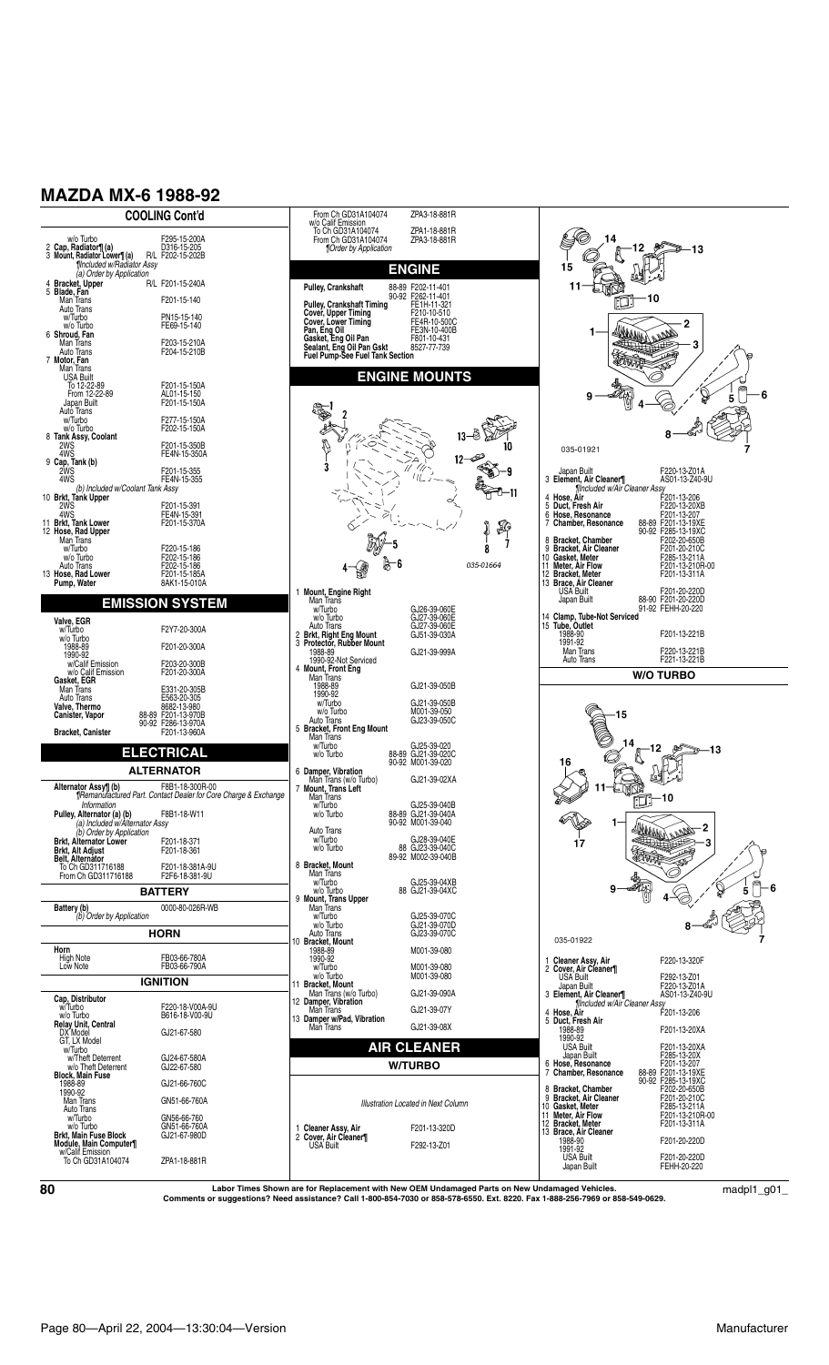# MAZDA MX-6 1988-92

## COOLING Cont'd

| Part | Part No. |
|---|---|
| w/o Turbo | F295-15-200A |
| 2 **Cap, Radiator¶ (a)** | D316-15-205 |
| 3 **Mount, Radiator Lower¶ (a)** | R/L F202-15-202B |
| *¶Included w/Radiator Assy* | |
| *(a) Order by Application* | |
| 4 **Bracket, Upper** | R/L F201-15-240A |
| 5 **Blade, Fan** | |
| Man Trans | F201-15-140 |
| Auto Trans | |
| w/Turbo | PN15-15-140 |
| w/o Turbo | FE69-15-140 |
| 6 **Shroud, Fan** | |
| Man Trans | F203-15-210A |
| Auto Trans | F204-15-210B |
| 7 **Motor, Fan** | |
| Man Trans | |
| USA Built | |
| To 12-22-89 | F201-15-150A |
| From 12-22-89 | AL01-15-150 |
| Japan Built | F201-15-150A |
| Auto Trans | |
| w/Turbo | F277-15-150A |
| w/o Turbo | F202-15-150A |
| 8 **Tank Assy, Coolant** | |
| 2WS | F201-15-350B |
| 4WS | FE4N-15-350A |
| 9 **Cap, Tank (b)** | |
| 2WS | F201-15-355 |
| 4WS | FE4N-15-355 |
| *(b) Included w/Coolant Tank Assy* | |
| 10 **Brkt, Tank Upper** | |
| 2WS | F201-15-391 |
| 4WS | FE4N-15-391 |
| 11 **Brkt, Tank Lower** | F201-15-370A |
| 12 **Hose, Rad Upper** | |
| Man Trans | |
| w/Turbo | F220-15-186 |
| w/o Turbo | F202-15-186 |
| Auto Trans | F202-15-186 |
| 13 **Hose, Rad Lower** | F201-15-185A |
| **Pump, Water** | 8AK1-15-010A |

## EMISSION SYSTEM

| Part | Part No. |
|---|---|
| **Valve, EGR** | |
| w/Turbo | F2Y7-20-300A |
| w/o Turbo | |
| 1988-89 | F201-20-300A |
| 1990-92 | |
| w/Calif Emission | F203-20-300B |
| w/o Calif Emission | F201-20-300A |
| **Gasket, EGR** | |
| Man Trans | E331-20-305B |
| Auto Trans | E563-20-305 |
| **Valve, Thermo** | 8682-13-980 |
| **Canister, Vapor** | 88-89 F201-13-970B |
| | 90-92 F286-13-970A |
| **Bracket, Canister** | F201-13-960A |

## ELECTRICAL

### ALTERNATOR

| Part | Part No. |
|---|---|
| **Alternator Assy¶ (b)** | F8B1-18-300R-00 |
| *¶Remanufactured Part. Contact Dealer for Core Charge & Exchange Information* | |
| **Pulley, Alternator (a) (b)** | F8B1-18-W11 |
| *(a) Included w/Alternator Assy* | |
| *(b) Order by Application* | |
| **Brkt, Alternator Lower** | F201-18-371 |
| **Brkt, Alt Adjust** | F201-18-361 |
| **Belt, Alternator** | |
| To Ch GD311716188 | F201-18-381A-9U |
| From Ch GD311716188 | F2F6-18-381-9U |

### BATTERY

| Part | Part No. |
|---|---|
| **Battery (b)** | 0000-80-026R-WB |
| *(b) Order by Application* | |

### HORN

| Part | Part No. |
|---|---|
| **Horn** | |
| High Note | FB03-66-780A |
| Low Note | FB03-66-790A |

### IGNITION

| Part | Part No. |
|---|---|
| **Cap, Distributor** | |
| w/Turbo | F220-18-V00A-9U |
| w/o Turbo | B616-18-V00-9U |
| **Relay Unit, Central** | |
| DX Model | GJ21-67-580 |
| GT, LX Model | |
| w/Turbo | |
| w/Theft Deterrent | GJ24-67-580A |
| w/o Theft Deterrent | GJ22-67-580 |
| **Block, Main Fuse** | |
| 1988-89 | GJ21-66-760C |
| 1990-92 | |
| Man Trans | GN51-66-760A |
| Auto Trans | |
| w/Turbo | GN56-66-760 |
| w/o Turbo | GN51-66-760A |
| **Brkt, Main Fuse Block** | GJ21-67-980D |
| **Module, Main Computer¶** | |
| w/Calif Emission | |
| To Ch GD31A104074 | ZPA1-18-881R |
| From Ch GD31A104074 | ZPA3-18-881R |
| w/o Calif Emission | |
| To Ch GD31A104074 | ZPA1-18-881R |
| From Ch GD31A104074 | ZPA3-18-881R |
| *¶Order by Application* | |

## ENGINE

| Part | Part No. |
|---|---|
| **Pulley, Crankshaft** | 88-89 F202-11-401 |
| | 90-92 F262-11-401 |
| **Pulley, Crankshaft Timing** | FE1H-11-321 |
| **Cover, Upper Timing** | F210-10-510 |
| **Cover, Lower Timing** | FE4R-10-500C |
| **Pan, Eng Oil** | FE3N-10-400B |
| **Gasket, Eng Oil Pan** | F801-10-431 |
| **Sealant, Eng Oil Pan Gskt** | 8527-77-739 |
| **Fuel Pump-See Fuel Tank Section** | |

## ENGINE MOUNTS

035-01664

| Part | Part No. |
|---|---|
| 1 **Mount, Engine Right** | |
| Man Trans | |
| w/Turbo | GJ26-39-060E |
| w/o Turbo | GJ27-39-060E |
| Auto Trans | GJ27-39-060E |
| 2 **Brkt, Right Eng Mount** | GJ51-39-030A |
| 3 **Protector, Rubber Mount** | |
| 1988-89 | GJ21-39-999A |
| 1990-92-Not Serviced | |
| 4 **Mount, Front Eng** | |
| Man Trans | |
| 1988-89 | GJ21-39-050B |
| 1990-92 | |
| w/Turbo | GJ21-39-050B |
| w/o Turbo | M001-39-050 |
| Auto Trans | GJ23-39-050C |
| 5 **Bracket, Front Eng Mount** | |
| Man Trans | |
| w/Turbo | GJ25-39-020 |
| w/o Turbo | 88-89 GJ21-39-020C |
| | 90-92 M001-39-020 |
| 6 **Damper, Vibration** | |
| Man Trans (w/o Turbo) | GJ21-39-02XA |
| 7 **Mount, Trans Left** | |
| Man Trans | |
| w/Turbo | GJ25-39-040B |
| w/o Turbo | 88-89 GJ21-39-040A |
| | 90-92 M001-39-040 |
| Auto Trans | |
| w/Turbo | GJ28-39-040E |
| w/o Turbo | 88 GJ23-39-040C |
| | 89-92 M002-39-040B |
| 8 **Bracket, Mount** | |
| Man Trans | |
| w/Turbo | GJ25-39-04XB |
| w/o Turbo | 88 GJ21-39-04XC |
| 9 **Mount, Trans Upper** | |
| Man Trans | |
| w/Turbo | GJ25-39-070C |
| w/o Turbo | GJ21-39-070D |
| Auto Trans | GJ23-39-070C |
| 10 **Bracket, Mount** | |
| 1988-89 | M001-39-080 |
| 1990-92 | |
| w/Turbo | M001-39-080 |
| w/o Turbo | M001-39-080 |
| 11 **Bracket, Mount** | |
| Man Trans (w/o Turbo) | GJ21-39-090A |
| 12 **Damper, Vibration** | |
| Man Trans | GJ21-39-07Y |
| 13 **Damper w/Pad, Vibration** | |
| Man Trans | GJ21-39-08X |

## AIR CLEANER

### W/TURBO

*Illustration Located in Next Column*

035-01921

| Part | Part No. |
|---|---|
| 1 **Cleaner Assy, Air** | F201-13-320D |
| 2 **Cover, Air Cleaner¶** | |
| USA Built | F292-13-Z01 |
| Japan Built | F220-13-Z01A |
| 3 **Element, Air Cleaner¶** | AS01-13-Z40-9U |
| *¶Included w/Air Cleaner Assy* | |
| 4 **Hose, Air** | F201-13-206 |
| 5 **Duct, Fresh Air** | F220-13-20XB |
| 6 **Hose, Resonance** | F201-13-207 |
| 7 **Chamber, Resonance** | 88-89 F201-13-19XE |
| | 90-92 F285-13-19XC |
| 8 **Bracket, Chamber** | F202-20-650B |
| 9 **Bracket, Air Cleaner** | F201-20-210C |
| 10 **Gasket, Meter** | F285-13-211A |
| 11 **Meter, Air Flow** | F201-13-210R-00 |
| 12 **Bracket, Meter** | F201-13-311A |
| 13 **Brace, Air Cleaner** | |
| USA Built | F201-20-220D |
| Japan Built | 88-90 F201-20-220D |
| | 91-92 FEHH-20-220 |
| 14 **Clamp, Tube-Not Serviced** | |
| 15 **Tube, Outlet** | |
| 1988-90 | F201-13-221B |
| 1991-92 | |
| Man Trans | F220-13-221B |
| Auto Trans | F221-13-221B |

### W/O TURBO

035-01922

| Part | Part No. |
|---|---|
| 1 **Cleaner Assy, Air** | F220-13-320F |
| 2 **Cover, Air Cleaner¶** | |
| USA Built | F292-13-Z01 |
| Japan Built | F220-13-Z01A |
| 3 **Element, Air Cleaner¶** | AS01-13-Z40-9U |
| *¶Included w/Air Cleaner Assy* | |
| 4 **Hose, Air** | F201-13-206 |
| 5 **Duct, Fresh Air** | |
| 1988-89 | F201-13-20XA |
| 1990-92 | |
| USA Built | F201-13-20XA |
| Japan Built | F285-13-20X |
| 6 **Hose, Resonance** | F201-13-207 |
| 7 **Chamber, Resonance** | 88-89 F201-13-19XE |
| | 90-92 F285-13-19XC |
| 8 **Bracket, Chamber** | F202-20-650B |
| 9 **Bracket, Air Cleaner** | F201-20-210C |
| 10 **Gasket, Meter** | F285-13-211A |
| 11 **Meter, Air Flow** | F201-13-210R-00 |
| 12 **Bracket, Meter** | F201-13-311A |
| 13 **Brace, Air Cleaner** | |
| 1988-90 | F201-20-220D |
| 1991-92 | |
| USA Built | F201-20-220D |
| Japan Built | FEHH-20-220 |

Labor Times Shown are for Replacement with New OEM Undamaged Parts on New Undamaged Vehicles.
Comments or suggestions? Need assistance? Call 1-800-854-7030 or 858-578-6550. Ext. 8220. Fax 1-888-256-7969 or 858-549-0629.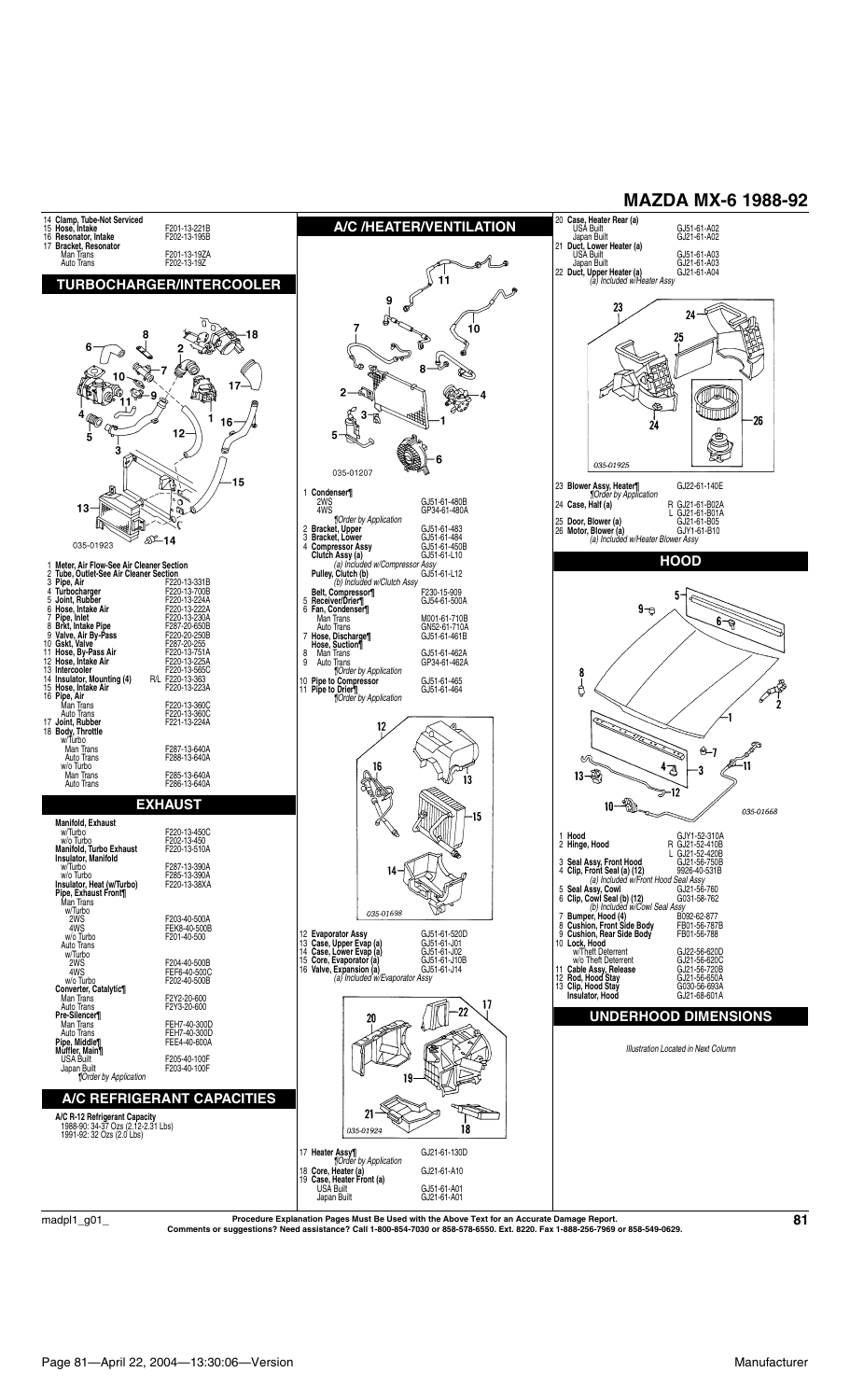# MAZDA MX-6 1988-92

| | Part | | Part Number |
|---|---|---|---|
| 14 | **Clamp, Tube-Not Serviced** | | |
| 15 | **Hose, Intake** | | F201-13-221B |
| 16 | **Resonator, Intake** | | F202-13-195B |
| 17 | **Bracket, Resonator** | | |
| | Man Trans | | F201-13-19ZA |
| | Auto Trans | | F202-13-19Z |

## TURBOCHARGER/INTERCOOLER

035-01923

| | Part | | Part Number |
|---|---|---|---|
| 1 | **Meter, Air Flow-See Air Cleaner Section** | | |
| 2 | **Tube, Outlet-See Air Cleaner Section** | | |
| 3 | **Pipe, Air** | | F220-13-331B |
| 4 | **Turbocharger** | | F220-13-700B |
| 5 | **Joint, Rubber** | | F220-13-224A |
| 6 | **Hose, Intake Air** | | F220-13-222A |
| 7 | **Pipe, Inlet** | | F220-13-230A |
| 8 | **Brkt, Intake Pipe** | | F287-20-650B |
| 9 | **Valve, Air By-Pass** | | F220-20-250B |
| 10 | **Gskt, Valve** | | F287-20-255 |
| 11 | **Hose, By-Pass Air** | | F220-13-751A |
| 12 | **Hose, Intake Air** | | F220-13-225A |
| 13 | **Intercooler** | | F220-13-565C |
| 14 | **Insulator, Mounting (4)** | R/L | F220-13-363 |
| 15 | **Hose, Intake Air** | | F220-13-223A |
| 16 | **Pipe, Air** | | |
| | Man Trans | | F220-13-360C |
| | Auto Trans | | F220-13-360C |
| 17 | **Joint, Rubber** | | F221-13-224A |
| 18 | **Body, Throttle** | | |
| | w/Turbo | | |
| | Man Trans | | F287-13-640A |
| | Auto Trans | | F288-13-640A |
| | w/o Turbo | | |
| | Man Trans | | F285-13-640A |
| | Auto Trans | | F286-13-640A |

## EXHAUST

| Part | Part Number |
|---|---|
| **Manifold, Exhaust** | |
| w/Turbo | F220-13-450C |
| w/o Turbo | F202-13-450 |
| **Manifold, Turbo Exhaust** | F220-13-510A |
| **Insulator, Manifold** | |
| w/Turbo | F287-13-390A |
| w/o Turbo | F285-13-390A |
| **Insulator, Heat (w/Turbo)** | F220-13-38XA |
| **Pipe, Exhaust Front¶** | |
| Man Trans | |
| w/Turbo | |
| 2WS | F203-40-500A |
| 4WS | FEK8-40-500B |
| w/o Turbo | F201-40-500 |
| Auto Trans | |
| w/Turbo | |
| 2WS | F204-40-500B |
| 4WS | FEF6-40-500C |
| w/o Turbo | F202-40-500B |
| **Converter, Catalytic¶** | |
| Man Trans | F2Y2-20-600 |
| Auto Trans | F2Y3-20-600 |
| **Pre-Silencer¶** | |
| Man Trans | FEH7-40-300D |
| Auto Trans | FEH7-40-300D |
| **Pipe, Middle¶** | FEE4-40-600A |
| **Muffler, Main¶** | |
| USA Built | F205-40-100F |
| Japan Built | F203-40-100F |

*¶Order by Application*

## A/C REFRIGERANT CAPACITIES

**A/C R-12 Refrigerant Capacity**
1988-90: 34-37 Ozs (2.12-2.31 Lbs)
1991-92: 32 Ozs (2.0 Lbs)

## A/C /HEATER/VENTILATION

035-01207

| | Part | Part Number |
|---|---|---|
| 1 | **Condenser¶** | |
| | 2WS | GJ51-61-480B |
| | 4WS | GP34-61-480A |
| | *¶Order by Application* | |
| 2 | **Bracket, Upper** | GJ51-61-483 |
| 3 | **Bracket, Lower** | GJ51-61-484 |
| 4 | **Compressor Assy** | GJ51-61-450B |
| | **Clutch Assy (a)** | GJ51-61-L10 |
| | *(a) Included w/Compressor Assy* | |
| | **Pulley, Clutch (b)** | GJ51-61-L12 |
| | *(b) Included w/Clutch Assy* | |
| | **Belt, Compressor¶** | F230-15-909 |
| 5 | **Receiver/Drier¶** | GJ54-61-500A |
| 6 | **Fan, Condenser¶** | |
| | Man Trans | M001-61-710B |
| | Auto Trans | GN52-61-710A |
| 7 | **Hose, Discharge¶** | GJ51-61-461B |
| | **Hose, Suction¶** | |
| 8 | Man Trans | GJ51-61-462A |
| 9 | Auto Trans | GP34-61-462A |
| | *¶Order by Application* | |
| 10 | **Pipe to Compressor** | GJ51-61-465 |
| 11 | **Pipe to Drier¶** | GJ51-61-464 |
| | *¶Order by Application* | |

035-01698

| | Part | Part Number |
|---|---|---|
| 12 | **Evaporator Assy** | GJ51-61-520D |
| 13 | **Case, Upper Evap (a)** | GJ51-61-J01 |
| 14 | **Case, Lower Evap (a)** | GJ51-61-J02 |
| 15 | **Core, Evaporator (a)** | GJ51-61-J10B |
| 16 | **Valve, Expansion (a)** | GJ51-61-J14 |
| | *(a) Included w/Evaporator Assy* | |

035-01924

| | Part | Part Number |
|---|---|---|
| 17 | **Heater Assy¶** | GJ21-61-130D |
| | *¶Order by Application* | |
| 18 | **Core, Heater (a)** | GJ21-61-A10 |
| 19 | **Case, Heater Front (a)** | |
| | USA Built | GJ51-61-A01 |
| | Japan Built | GJ21-61-A01 |
| 20 | **Case, Heater Rear (a)** | |
| | USA Built | GJ51-61-A02 |
| | Japan Built | GJ21-61-A02 |
| 21 | **Duct, Lower Heater (a)** | |
| | USA Built | GJ51-61-A03 |
| | Japan Built | GJ21-61-A03 |
| 22 | **Duct, Upper Heater (a)** | FB01-61-A04 |
| | *(a) Included w/Heater Assy* | |

035-01925

| | Part | | Part Number |
|---|---|---|---|
| 23 | **Blower Assy, Heater¶** | | GJ22-61-140E |
| | *¶Order by Application* | | |
| 24 | **Case, Half (a)** | R | GJ21-61-B02A |
| | | L | GJ21-61-B01A |
| 25 | **Door, Blower (a)** | | GJ21-61-B05 |
| 26 | **Motor, Blower (a)** | | GJY1-61-B10 |
| | *(a) Included w/Heater Blower Assy* | | |

## HOOD

035-01668

| | Part | | Part Number |
|---|---|---|---|
| 1 | **Hood** | | GJY1-52-310A |
| 2 | **Hinge, Hood** | R | GJ21-52-410B |
| | | L | GJ21-52-420B |
| 3 | **Seal Assy, Front Hood** | | GJ21-56-750B |
| 4 | **Clip, Front Seal (a) (12)** | | 9926-40-531B |
| | *(a) Included w/Front Hood Seal Assy* | | |
| 5 | **Seal Assy, Cowl** | | GJ21-56-760 |
| 6 | **Clip, Cowl Seal (b) (12)** | | G031-58-762 |
| | *(b) Included w/Cowl Seal Assy* | | |
| 7 | **Bumper, Hood (4)** | | B092-62-877 |
| 8 | **Cushion, Front Side Body** | | FB01-56-787B |
| 9 | **Cushion, Rear Side Body** | | FB01-56-788 |
| 10 | **Lock, Hood** | | |
| | w/Theft Deterrent | | GJ22-56-620D |
| | w/o Theft Deterrent | | GJ21-56-620C |
| 11 | **Cable Assy, Release** | | GJ21-56-720B |
| 12 | **Rod, Hood Stay** | | GJ21-56-650A |
| 13 | **Clip, Hood Stay** | | G030-56-693A |
| | **Insulator, Hood** | | GJ21-68-601A |

## UNDERHOOD DIMENSIONS

*Illustration Located in Next Column*

**Procedure Explanation Pages Must Be Used with the Above Text for an Accurate Damage Report.**
**Comments or suggestions? Need assistance? Call 1-800-854-7030 or 858-578-6550. Ext. 8220. Fax 1-888-256-7969 or 858-549-0629.**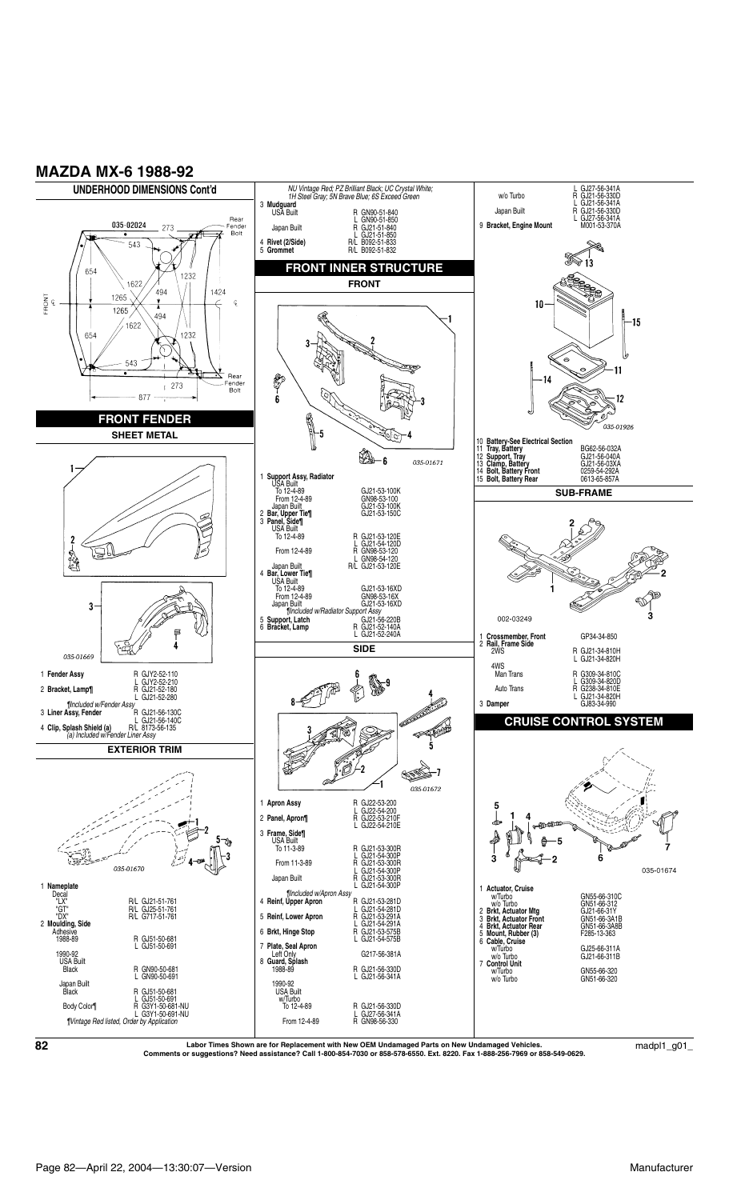# MAZDA MX-6 1988-92

## UNDERHOOD DIMENSIONS Cont'd

035-02024

FRONT ℄ — Rear Fender Bolt — 273 — 543 — 654 — 1622 — 494 — 1232 — 1424 — 1265 — 1265 — 494 — 1622 — 654 — 1232 — 543 — 273 — Rear Fender Bolt — 877

## FRONT FENDER

### SHEET METAL

035-01669

1 **Fender Assy** R GJY2-52-110 / L GJY2-52-210

2 **Bracket, Lamp¶** R GJ21-52-180 / L GJ21-52-280

¶Included w/Fender Assy

3 **Liner Assy, Fender** R GJ21-56-130C / L GJ21-56-140C

4 **Clip, Splash Shield (a)** R/L 8173-56-135

(a) Included w/Fender Liner Assy

### EXTERIOR TRIM

035-01670

1 **Nameplate**
- Decal
  - "LX" R/L GJ21-51-761
  - "GT" R/L GJ25-51-761
  - "DX" R/L G717-51-761

2 **Moulding, Side**
- Adhesive
  - 1988-89 R GJ51-50-681 / L GJ51-50-691
  - 1990-92
    - USA Built
      - Black R GN90-50-681 / L GN90-50-691
    - Japan Built
      - Black R GJ51-50-681 / L GJ51-50-691
      - Body Color¶ R G3Y1-50-681-NU / L G3Y1-50-691-NU

¶Vintage Red listed, Order by Application

NU Vintage Red; PZ Brilliant Black; UC Crystal White; 1H Steel Gray; 5N Brave Blue; 6S Exceed Green

3 **Mudguard**
- USA Built R GN90-51-840 / L GN90-51-850
- Japan Built R GJ21-51-840 / L GJ21-51-850

4 **Rivet (2/Side)** R/L B092-51-833

5 **Grommet** R/L B092-51-832

## FRONT INNER STRUCTURE

### FRONT

035-01671

1 **Support Assy, Radiator**
- USA Built
  - To 12-4-89 GJ21-53-100K
  - From 12-4-89 GN98-53-100
- Japan Built GJ21-53-100K

2 **Bar, Upper Tie¶** GJ21-53-150C

3 **Panel, Side¶**
- USA Built
  - To 12-4-89 R GJ21-53-120E / L GJ21-54-120D
  - From 12-4-89 R GN98-53-120 / L GN98-54-120
- Japan Built R/L GJ21-53-120E

4 **Bar, Lower Tie¶**
- USA Built
  - To 12-4-89 GJ21-53-16XD
  - From 12-4-89 GN98-53-16X
- Japan Built GJ21-53-16XD

¶Included w/Radiator Support Assy

5 **Support, Latch** GJ21-56-220B

6 **Bracket, Lamp** R GJ21-52-140A / L GJ21-52-240A

### SIDE

035-01672

1 **Apron Assy** R GJ22-53-200 / L GJ22-54-200

2 **Panel, Apron¶** R GJ22-53-210F / L GJ22-54-210E

3 **Frame, Side¶**
- USA Built
  - To 11-3-89 R GJ21-53-300R / L GJ21-54-300P
  - From 11-3-89 R GJ21-53-300R / L GJ21-54-300P
- Japan Built R GJ21-53-300R / L GJ21-54-300P

¶Included w/Apron Assy

4 **Reinf, Upper Apron** R GJ21-53-281D / L GJ21-54-281D

5 **Reinf, Lower Apron** R GJ21-53-291A / L GJ21-54-291A

6 **Brkt, Hinge Stop** R GJ21-53-575B / L GJ21-54-575B

7 **Plate, Seal Apron**
- Left Only G217-56-381A

8 **Guard, Splash**
- 1988-89 R GJ21-56-330D / L GJ21-56-341A
- 1990-92
  - USA Built
    - w/Turbo
      - To 12-4-89 R GJ21-56-330D / L GJ27-56-341A
      - From 12-4-89 R GN98-56-330 / L GJ27-56-341A
    - w/o Turbo R GJ21-56-330D / L GJ21-56-341A
  - Japan Built R GJ21-56-330D / L GJ27-56-341A

9 **Bracket, Engine Mount** M001-53-370A

035-01926

10 **Battery-See Electrical Section**

11 **Tray, Battery** BG62-56-032A

12 **Support, Tray** GJ21-56-040A

13 **Clamp, Battery** GJ21-56-03XA

14 **Bolt, Battery Front** 0259-54-292A

15 **Bolt, Battery Rear** 0613-65-857A

### SUB-FRAME

002-03249

1 **Crossmember, Front** GP34-34-850

2 **Rail, Frame Side**
- 2WS R GJ21-34-810H / L GJ21-34-820H
- 4WS
  - Man Trans R G309-34-810C / L G309-34-820D
  - Auto Trans R G238-34-810E / L GJ21-34-820H

3 **Damper** GJ83-34-990

## CRUISE CONTROL SYSTEM

035-01674

1 **Actuator, Cruise**
- w/Turbo GN55-66-310C
- w/o Turbo GN51-66-312

2 **Brkt, Actuator Mtg** GJ21-66-31Y

3 **Brkt, Actuator Front** GN51-66-3A1B

4 **Brkt, Actuator Rear** GN51-66-3A8B

5 **Mount, Rubber (3)** F285-13-363

6 **Cable, Cruise**
- w/Turbo GJ25-66-311A
- w/o Turbo GJ21-66-311B

7 **Control Unit**
- w/Turbo GN55-66-320
- w/o Turbo GN51-66-320

Labor Times Shown are for Replacement with New OEM Undamaged Parts on New Undamaged Vehicles.
Comments or suggestions? Need assistance? Call 1-800-854-7030 or 858-578-6550. Ext. 8220. Fax 1-888-256-7969 or 858-549-0629.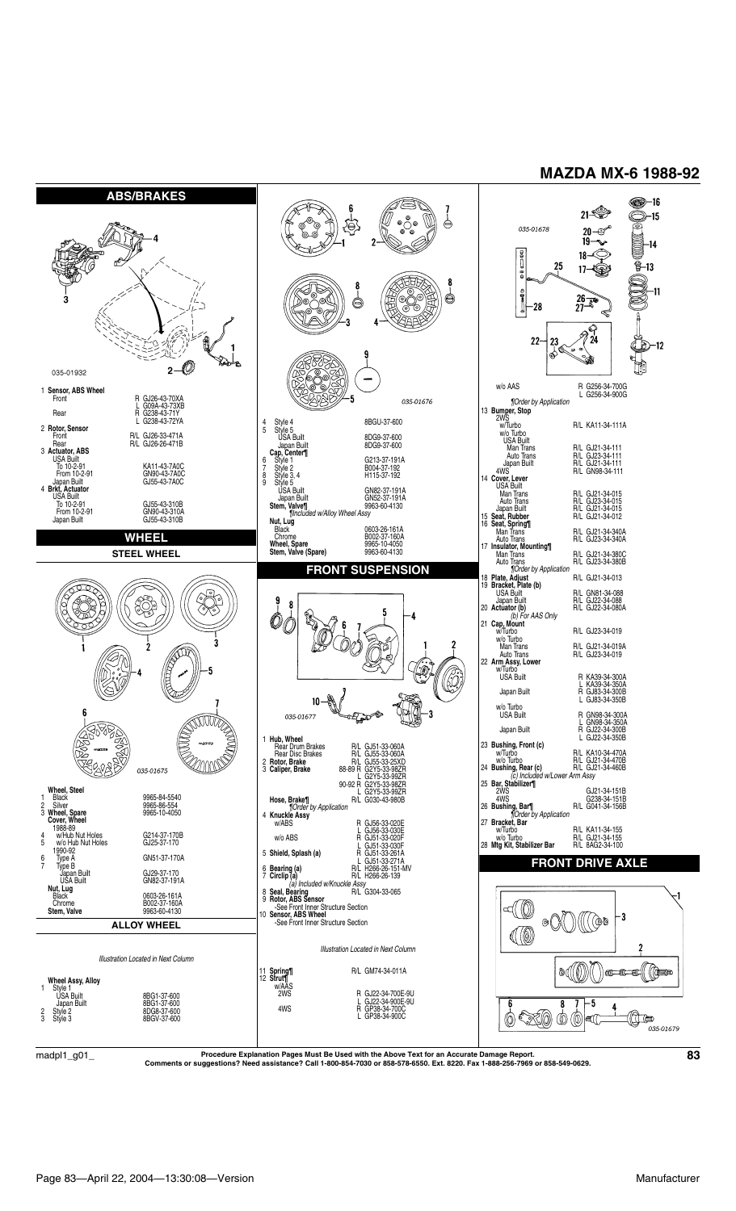# MAZDA MX-6 1988-92

## ABS/BRAKES

035-01932

| Part | | Number |
|---|---|---|
| 1 **Sensor, ABS Wheel** | | |
| Front | R | GJ26-43-70XA |
| | L | G09A-43-73XB |
| Rear | R | G238-43-71Y |
| | L | G238-43-72YA |
| 2 **Rotor, Sensor** | | |
| Front | R/L | GJ26-33-471A |
| Rear | R/L | GJ26-26-471B |
| 3 **Actuator, ABS** | | |
| USA Built | | |
| To 10-2-91 | | KA11-43-7A0C |
| From 10-2-91 | | GN90-43-7A0C |
| Japan Built | | GJ55-43-7A0C |
| 4 **Brkt, Actuator** | | |
| USA Built | | |
| To 10-2-91 | | GJ55-43-310B |
| From 10-2-91 | | GN90-43-310A |
| Japan Built | | GJ55-43-310B |

## WHEEL

### STEEL WHEEL

035-01675

| Part | Number |
|---|---|
| **Wheel, Steel** | |
| 1 Black | 9965-84-5540 |
| 2 Silver | 9965-86-554 |
| 3 **Wheel, Spare** | 9965-10-4050 |
| **Cover, Wheel** | |
| 1988-89 | |
| 4 w/Hub Nut Holes | G214-37-170B |
| 5 w/o Hub Nut Holes | GJ25-37-170 |
| 1990-92 | |
| 6 Type A | GN51-37-170A |
| 7 Type B | |
| Japan Built | GJ29-37-170 |
| USA Built | GN82-37-191A |
| **Nut, Lug** | |
| Black | 0603-26-161A |
| Chrome | B002-37-160A |
| **Stem, Valve** | 9963-60-4130 |

### ALLOY WHEEL

*Illustration Located in Next Column*

035-01676

| Part | Number |
|---|---|
| **Wheel Assy, Alloy** | |
| 1 Style 1 | |
| USA Built | 8BG1-37-600 |
| Japan Built | 8BG1-37-600 |
| 2 Style 2 | 8DG8-37-600 |
| 3 Style 3 | 8BGV-37-600 |
| 4 Style 4 | 8BGU-37-600 |
| 5 Style 5 | |
| USA Built | 8DG9-37-600 |
| Japan Built | 8DG9-37-600 |
| **Cap, Center¶** | |
| 6 Style 1 | G213-37-191A |
| 7 Style 2 | B004-37-192 |
| 8 Style 3, 4 | H115-37-192 |
| 9 Style 5 | |
| USA Built | GN82-37-191A |
| Japan Built | GN52-37-191A |
| **Stem, Valve¶** | 9963-60-4130 |
| *¶Included w/Alloy Wheel Assy* | |
| **Nut, Lug** | |
| Black | 0603-26-161A |
| Chrome | B002-37-160A |
| **Wheel, Spare** | 9965-10-4050 |
| **Stem, Valve (Spare)** | 9963-60-4130 |

## FRONT SUSPENSION

035-01677

| Part | | Number |
|---|---|---|
| 1 **Hub, Wheel** | | |
| Rear Drum Brakes | R/L | GJ51-33-060A |
| Rear Disc Brakes | R/L | GJ55-33-060A |
| 2 **Rotor, Brake** | R/L | GJ55-33-25XD |
| 3 **Caliper, Brake** | 88-89 R | G2Y5-33-98ZR |
| | L | G2Y5-33-99ZR |
| | 90-92 R | G2Y5-33-98ZR |
| | L | G2Y5-33-99ZR |
| **Hose, Brake¶** | R/L | G030-43-980B |
| *¶Order by Application* | | |
| 4 **Knuckle Assy** | | |
| w/ABS | R | GJ56-33-020E |
| | L | GJ56-33-030E |
| w/o ABS | R | GJ51-33-020F |
| | L | GJ51-33-030F |
| 5 **Shield, Splash (a)** | R | GJ51-33-261A |
| | L | GJ51-33-271A |
| 6 **Bearing (a)** | R/L | H266-26-151-MV |
| 7 **Circlip (a)** | R/L | H266-26-139 |
| *(a) Included w/Knuckle Assy* | | |
| 8 **Seal, Bearing** | R/L | G304-33-065 |
| 9 **Rotor, ABS Sensor** | | |
| -See Front Inner Structure Section | | |
| 10 **Sensor, ABS Wheel** | | |
| -See Front Inner Structure Section | | |

*Illustration Located in Next Column*

035-01678

| Part | | Number |
|---|---|---|
| 11 **Spring¶** | R/L | GM74-34-011A |
| 12 **Strut¶** | | |
| w/AAS | | |
| 2WS | R | GJ22-34-700E-9U |
| | L | GJ22-34-900E-9U |
| 4WS | R | GP38-34-700C |
| | L | GP38-34-900C |
| w/o AAS | R | G256-34-700G |
| | L | G256-34-900G |
| *¶Order by Application* | | |
| 13 **Bumper, Stop** | | |
| 2WS | | |
| w/Turbo | R/L | KA11-34-111A |
| w/o Turbo | | |
| USA Built | | |
| Man Trans | R/L | GJ21-34-111 |
| Auto Trans | R/L | GJ23-34-111 |
| Japan Built | R/L | GJ21-34-111 |
| 4WS | R/L | GN98-34-111 |
| 14 **Cover, Lever** | | |
| USA Built | | |
| Man Trans | R/L | GJ21-34-015 |
| Auto Trans | R/L | GJ23-34-015 |
| Japan Built | R/L | GJ21-34-015 |
| 15 **Seat, Rubber** | R/L | GJ21-34-012 |
| 16 **Seat, Spring¶** | | |
| Man Trans | R/L | GJ21-34-340A |
| Auto Trans | R/L | GJ23-34-340A |
| 17 **Insulator, Mounting¶** | | |
| Man Trans | R/L | GJ21-34-380C |
| Auto Trans | R/L | GJ23-34-380B |
| *¶Order by Application* | | |
| 18 **Plate, Adjust** | R/L | GJ21-34-013 |
| 19 **Bracket, Plate (b)** | | |
| USA Built | R/L | GN81-34-088 |
| Japan Built | R/L | GJ22-34-088 |
| 20 **Actuator (b)** | R/L | GJ22-34-080A |
| *(b) For AAS Only* | | |
| 21 **Cap, Mount** | | |
| w/Turbo | R/L | GJ23-34-019 |
| w/o Turbo | | |
| Man Trans | R/L | GJ21-34-019A |
| Auto Trans | R/L | GJ23-34-019 |
| 22 **Arm Assy, Lower** | | |
| w/Turbo | | |
| USA Built | R | KA39-34-300A |
| | L | KA39-34-350A |
| Japan Built | R | GJ83-34-300B |
| | L | GJ83-34-350B |
| w/o Turbo | | |
| USA Built | R | GN98-34-300A |
| | L | GN98-34-350A |
| Japan Built | R | GJ22-34-300B |
| | L | GJ22-34-350B |
| 23 **Bushing, Front (c)** | | |
| w/Turbo | R/L | KA10-34-470A |
| w/o Turbo | R/L | GJ21-34-470B |
| 24 **Bushing, Rear (c)** | R/L | GJ21-34-460B |
| *(c) Included w/Lower Arm Assy* | | |
| 25 **Bar, Stabilizer¶** | | |
| 2WS | | GJ21-34-151B |
| 4WS | | G238-34-151B |
| 26 **Bushing, Bar¶** | R/L | G041-34-156B |
| *¶Order by Application* | | |
| 27 **Bracket, Bar** | | |
| w/Turbo | R/L | KA11-34-155 |
| w/o Turbo | R/L | GJ21-34-155 |
| 28 **Mtg Kit, Stabilizer Bar** | R/L | 8AG2-34-100 |

## FRONT DRIVE AXLE

035-01679

Procedure Explanation Pages Must Be Used with the Above Text for an Accurate Damage Report.
Comments or suggestions? Need assistance? Call 1-800-854-7030 or 858-578-6550. Ext. 8220. Fax 1-888-256-7969 or 858-549-0629.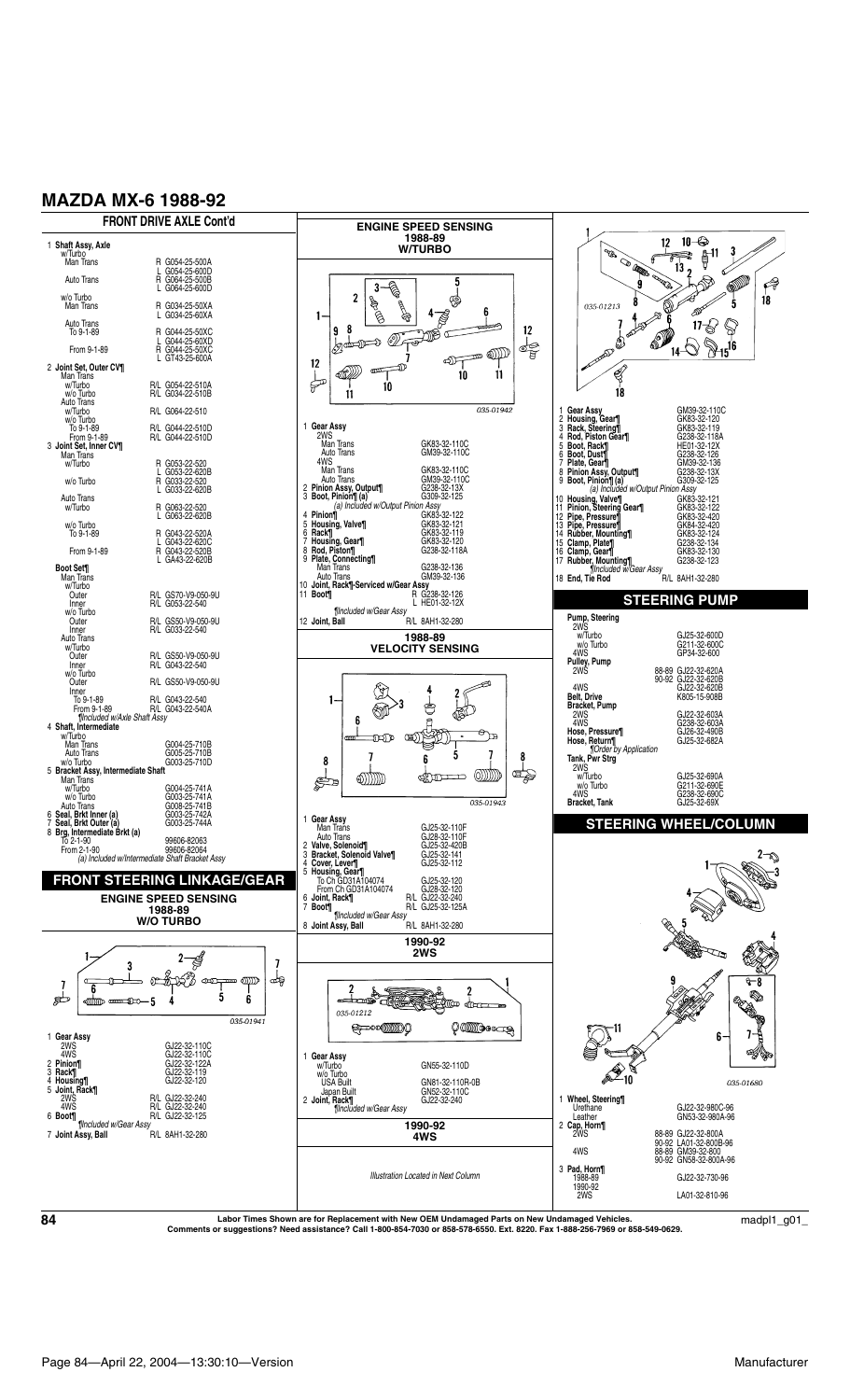# MAZDA MX-6 1988-92

## FRONT DRIVE AXLE Cont'd

1 **Shaft Assy, Axle**
- w/Turbo
  - Man Trans — R G054-25-500A, L G054-25-600D
  - Auto Trans — R G064-25-500B, L G064-25-600D
- w/o Turbo
  - Man Trans — R G034-25-50XA, L G034-25-60XA
  - Auto Trans
    - To 9-1-89 — R G044-25-50XC, L G044-25-60XD
    - From 9-1-89 — R G044-25-50XC, L GT43-25-600A

2 **Joint Set, Outer CV¶**
- Man Trans
  - w/Turbo — R/L G054-22-510A
  - w/o Turbo — R/L G034-22-510B
- Auto Trans
  - w/Turbo — R/L G064-22-510
  - w/o Turbo
    - To 9-1-89 — R/L G044-22-510D
    - From 9-1-89 — R/L G044-22-510D

3 **Joint Set, Inner CV¶**
- Man Trans
  - w/Turbo — R G053-22-520, L G053-22-620B
  - w/o Turbo — R G033-22-520, L G033-22-620B
- Auto Trans
  - w/Turbo — R G063-22-520, L G063-22-620B
  - w/o Turbo
    - To 9-1-89 — R G043-22-520A, L G043-22-620C
    - From 9-1-89 — R G043-22-520B, L GA43-22-620B

**Boot Set¶**
- Man Trans
  - w/Turbo
    - Outer — R/L GS70-V9-050-9U
    - Inner — R/L G053-22-540
  - w/o Turbo
    - Outer — R/L GS50-V9-050-9U
    - Inner — R/L G033-22-540
- Auto Trans
  - w/Turbo
    - Outer — R/L GS50-V9-050-9U
    - Inner — R/L G043-22-540
  - w/o Turbo
    - Outer — R/L GS50-V9-050-9U
    - Inner
      - To 9-1-89 — R/L G043-22-540
      - From 9-1-89 — R/L G043-22-540A

*¶Included w/Axle Shaft Assy*

4 **Shaft, Intermediate**
- w/Turbo
  - Man Trans — G004-25-710B
  - Auto Trans — G005-25-710B
- w/o Turbo — G003-25-710D

5 **Bracket Assy, Intermediate Shaft**
- Man Trans
  - w/Turbo — G004-25-741A
  - w/o Turbo — G003-25-741A
- Auto Trans — G008-25-741B

6 **Seal, Brkt Inner (a)** — G003-25-742A
7 **Seal, Brkt Outer (a)** — G003-25-744A
8 **Brg, Intermediate Brkt (a)**
- To 2-1-90 — 99606-82063
- From 2-1-90 — 99606-82064

*(a) Included w/Intermediate Shaft Bracket Assy*

## FRONT STEERING LINKAGE/GEAR

### ENGINE SPEED SENSING 1988-89 W/O TURBO

035-01941

1 **Gear Assy**
- 2WS — GJ22-32-110C
- 4WS — GJ22-32-110C

2 **Pinion¶** — GJ22-32-122A
3 **Rack¶** — GJ22-32-119
4 **Housing¶** — GJ22-32-120
5 **Joint, Rack¶**
- 2WS — R/L GJ22-32-240
- 4WS — R/L GJ22-32-240

6 **Boot¶** — R/L GJ22-32-125

*¶Included w/Gear Assy*

7 **Joint Assy, Ball** — R/L 8AH1-32-280

### ENGINE SPEED SENSING 1988-89 W/TURBO

035-01942

1 **Gear Assy**
- 2WS
  - Man Trans — GK83-32-110C
  - Auto Trans — GM39-32-110C
- 4WS
  - Man Trans — GK83-32-110C
  - Auto Trans — GM39-32-110C

2 **Pinion Assy, Output¶** — G238-32-13X
3 **Boot, Pinion¶ (a)** — G309-32-125

*(a) Included w/Output Pinion Assy*

4 **Pinion¶** — GK83-32-122
5 **Housing, Valve¶** — GK83-32-121
6 **Rack¶** — GK83-32-119
7 **Housing, Gear¶** — GK83-32-120
8 **Rod, Piston¶** — G238-32-118A
9 **Plate, Connecting¶**
- Man Trans — G238-32-136
- Auto Trans — GM39-32-136

10 **Joint, Rack¶-Serviced w/Gear Assy**
11 **Boot¶** — R G238-32-126, L HE01-32-12X

*¶Included w/Gear Assy*

12 **Joint, Ball** — R/L 8AH1-32-280

### 1988-89 VELOCITY SENSING

035-01943

1 **Gear Assy**
- Man Trans — GJ25-32-110F
- Auto Trans — GJ28-32-110F

2 **Valve, Solenoid¶** — GJ25-32-420B
3 **Bracket, Solenoid Valve¶** — GJ25-32-141
4 **Cover, Lever¶** — GJ25-32-112
5 **Housing, Gear¶**
- To Ch GD31A104074 — GJ25-32-120
- From Ch GD31A104074 — GJ28-32-120

6 **Joint, Rack¶** — R/L GJ22-32-240
7 **Boot¶** — R/L GJ25-32-125A

*¶Included w/Gear Assy*

8 **Joint Assy, Ball** — R/L 8AH1-32-280

### 1990-92 2WS

035-01212

1 **Gear Assy**
- w/Turbo — GN55-32-110D
- w/o Turbo
  - USA Built — GN81-32-110R-0B
  - Japan Built — GN52-32-110C

2 **Joint, Rack¶** — GJ22-32-240

*¶Included w/Gear Assy*

### 1990-92 4WS

*Illustration Located in Next Column*

035-01213

1 **Gear Assy** — GM39-32-110C
2 **Housing, Gear¶** — GK83-32-120
3 **Rack, Steering¶** — GK83-32-119
4 **Rod, Piston Gear¶** — G238-32-118A
5 **Boot, Rack¶** — HE01-32-12X
6 **Boot, Dust¶** — G238-32-126
7 **Plate, Gear¶** — GM39-32-136
8 **Pinion Assy, Output¶** — G238-32-13X
9 **Boot, Pinion¶ (a)** — G309-32-125

*(a) Included w/Output Pinion Assy*

10 **Housing, Valve¶** — GK83-32-121
11 **Pinion, Steering Gear¶** — GK83-32-122
12 **Pipe, Pressure¶** — GK83-32-420
13 **Pipe, Pressure¶** — GK84-32-420
14 **Rubber, Mounting¶** — GK83-32-124
15 **Clamp, Plate¶** — G238-32-134
16 **Clamp, Gear¶** — GK83-32-130
17 **Rubber, Mounting¶** — G238-32-123

*¶Included w/Gear Assy*

18 **End, Tie Rod** — R/L 8AH1-32-280

## STEERING PUMP

**Pump, Steering**
- 2WS
  - w/Turbo — GJ25-32-600D
  - w/o Turbo — G211-32-600C
- 4WS — GP34-32-600

**Pulley, Pump**
- 2WS
  - 88-89 — GJ22-32-620A
  - 90-92 — GJ22-32-620B
- 4WS — GJ22-32-620B

**Belt, Drive** — K805-15-908B

**Bracket, Pump**
- 2WS — GJ22-32-603A
- 4WS — G238-32-603A

**Hose, Pressure¶** — GJ26-32-490B
**Hose, Return¶** — GJ25-32-682A

*¶Order by Application*

**Tank, Pwr Strg**
- 2WS
  - w/Turbo — GJ25-32-690A
  - w/o Turbo — G211-32-690E
- 4WS — G238-32-690C

**Bracket, Tank** — GJ25-32-69X

## STEERING WHEEL/COLUMN

035-01680

1 **Wheel, Steering¶**
- Urethane — GJ22-32-980C-96
- Leather — GN53-32-980A-96

2 **Cap, Horn¶**
- 2WS
  - 88-89 — GJ22-32-800A
  - 90-92 — LA01-32-800B-96
- 4WS
  - 88-89 — GM39-32-800
  - 90-92 — GN58-32-800A-96

3 **Pad, Horn¶**
- 1988-89 — GJ22-32-730-96
- 1990-92
  - 2WS — LA01-32-810-96

Labor Times Shown are for Replacement with New OEM Undamaged Parts on New Undamaged Vehicles.
Comments or suggestions? Need assistance? Call 1-800-854-7030 or 858-578-6550. Ext. 8220. Fax 1-888-256-7969 or 858-549-0629.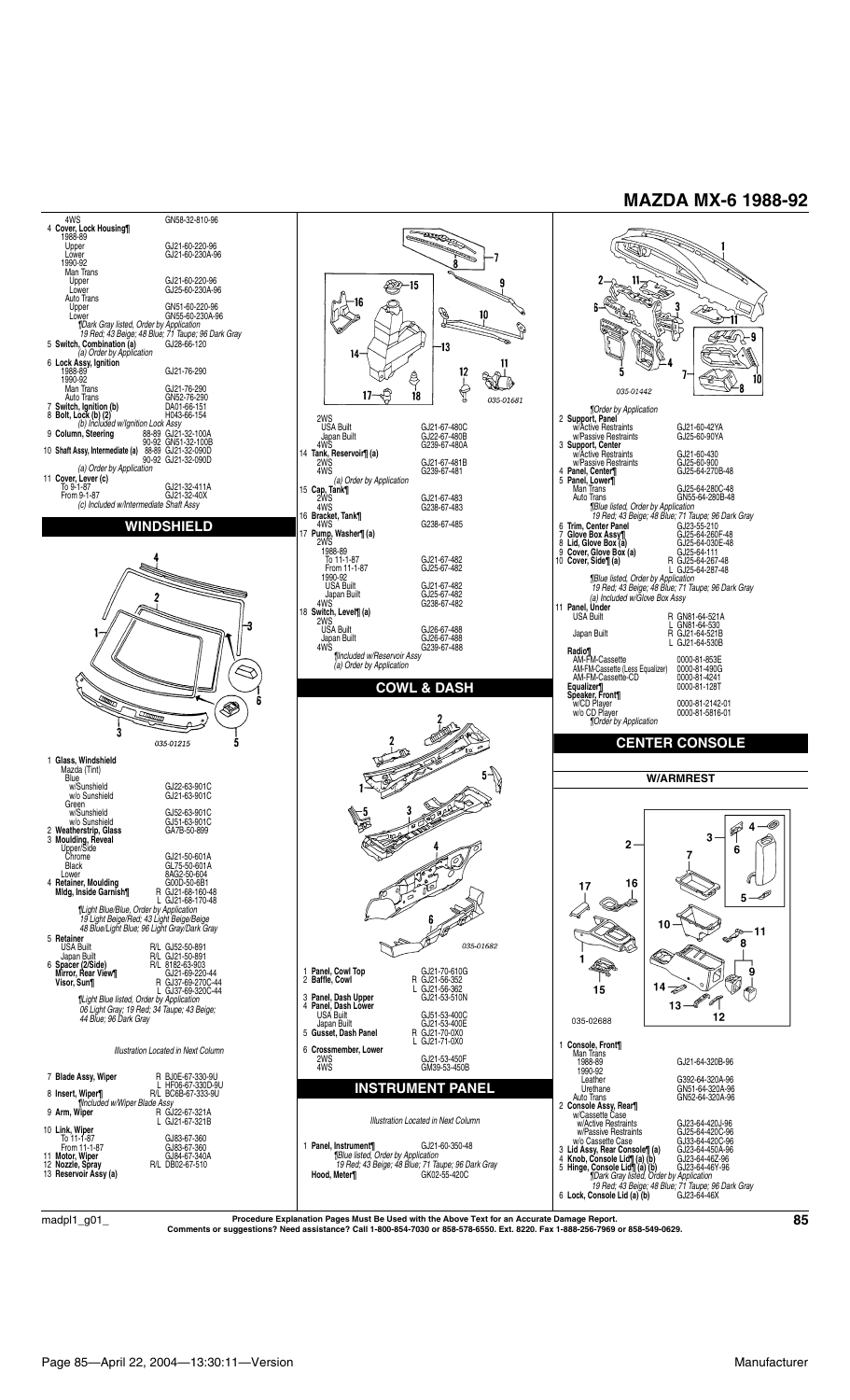# MAZDA MX-6 1988-92

| | |
|---|---|
| 4WS | GN58-32-810-96 |
| 4 **Cover, Lock Housing¶** | |
| 1988-89 | |
| Upper | GJ21-60-220-96 |
| Lower | GJ21-60-230A-96 |
| 1990-92 | |
| Man Trans | |
| Upper | GJ21-60-220-96 |
| Lower | GJ25-60-230A-96 |
| Auto Trans | |
| Upper | GN51-60-220-96 |
| Lower | GN55-60-230A-96 |

*¶Dark Gray listed, Order by Application*
*19 Red; 43 Beige; 48 Blue; 71 Taupe; 96 Dark Gray*

| | |
|---|---|
| 5 **Switch, Combination (a)** | GJ28-66-120 |
| *(a) Order by Application* | |
| 6 **Lock Assy, Ignition** | |
| 1988-89 | GJ21-76-290 |
| 1990-92 | |
| Man Trans | GJ21-76-290 |
| Auto Trans | GN52-76-290 |
| 7 **Switch, Ignition (b)** | DA01-66-151 |
| 8 **Bolt, Lock (b) (2)** | H043-66-154 |
| *(b) Included w/Ignition Lock Assy* | |
| 9 **Column, Steering** 88-89 | GJ21-32-100A |
| 90-92 | GN51-32-100B |
| 10 **Shaft Assy, Intermediate (a)** 88-89 | GJ21-32-090D |
| 90-92 | GJ21-32-090D |
| *(a) Order by Application* | |
| 11 **Cover, Lever (c)** | |
| To 9-1-87 | GJ21-32-411A |
| From 9-1-87 | GJ21-32-40X |
| *(c) Included w/Intermediate Shaft Assy* | |

## WINDSHIELD

035-01215

| | |
|---|---|
| 1 **Glass, Windshield** | |
| Mazda (Tint) | |
| Blue | |
| w/Sunshield | GJ22-63-901C |
| w/o Sunshield | GJ21-63-901C |
| Green | |
| w/Sunshield | GJ52-63-901C |
| w/o Sunshield | GJ51-63-901C |
| 2 **Weatherstrip, Glass** | GA7B-50-899 |
| 3 **Moulding, Reveal** | |
| Upper/Side | |
| Chrome | GJ21-50-601A |
| Black | GL75-50-601A |
| Lower | 8AG2-50-604 |
| 4 **Retainer, Moulding** | G00D-50-6B1 |
| **Mldg, Inside Garnish¶** | R GJ21-68-160-48 |
| | L GJ21-68-170-48 |

*¶Light Blue/Blue, Order by Application*
*19 Light Beige/Red; 43 Light Beige/Beige*
*48 Blue/Light Blue; 96 Light Gray/Dark Gray*

| | |
|---|---|
| 5 **Retainer** | |
| USA Built | R/L GJ52-50-891 |
| Japan Built | R/L GJ21-50-891 |
| 6 **Spacer (2/Side)** | R/L 8182-63-903 |
| **Mirror, Rear View¶** | GJ21-69-220-44 |
| **Visor, Sun¶** | R GJ37-69-270C-44 |
| | L GJ37-69-320C-44 |

*¶Light Blue listed, Order by Application*
*06 Light Gray; 19 Red; 34 Taupe; 43 Beige;*
*44 Blue; 96 Dark Gray*

*Illustration Located in Next Column*

| | |
|---|---|
| 7 **Blade Assy, Wiper** | R BJ0E-67-330-9U |
| | L HF06-67-330D-9U |
| 8 **Insert, Wiper¶** | R/L BC6B-67-333-9U |
| *¶Included w/Wiper Blade Assy* | |
| 9 **Arm, Wiper** | R GJ22-67-321A |
| | L GJ21-67-321B |
| 10 **Link, Wiper** | |
| To 11-1-87 | GJ83-67-360 |
| From 11-1-87 | GJ83-67-360 |
| 11 **Motor, Wiper** | GJ84-67-340A |
| 12 **Nozzle, Spray** | R/L DB02-67-510 |
| 13 **Reservoir Assy (a)** | |

035-01681

| | |
|---|---|
| 2WS | |
| USA Built | GJ21-67-480C |
| Japan Built | GJ22-67-480B |
| 4WS | G239-67-480A |
| 14 **Tank, Reservoir¶ (a)** | |
| 2WS | GJ21-67-481B |
| 4WS | G239-67-481 |
| *(a) Order by Application* | |
| 15 **Cap, Tank¶** | |
| 2WS | GJ21-67-483 |
| 4WS | G238-67-483 |
| 16 **Bracket, Tank¶** | |
| 4WS | G238-67-485 |
| 17 **Pump, Washer¶ (a)** | |
| 2WS | |
| 1988-89 | |
| To 11-1-87 | GJ21-67-482 |
| From 11-1-87 | GJ25-67-482 |
| 1990-92 | |
| USA Built | GJ21-67-482 |
| Japan Built | GJ25-67-482 |
| 4WS | G238-67-482 |
| 18 **Switch, Level¶ (a)** | |
| 2WS | |
| USA Built | GJ26-67-488 |
| Japan Built | GJ26-67-488 |
| 4WS | G239-67-488 |

*¶Included w/Reservoir Assy*
*(a) Order by Application*

## COWL & DASH

035-01682

| | |
|---|---|
| 1 **Panel, Cowl Top** | GJ21-70-610G |
| 2 **Baffle, Cowl** | R GJ21-56-352 |
| | L GJ21-56-362 |
| 3 **Panel, Dash Upper** | GJ21-53-510N |
| 4 **Panel, Dash Lower** | |
| USA Built | GJ51-53-400C |
| Japan Built | GJ21-53-400E |
| 5 **Gusset, Dash Panel** | R GJ21-70-0X0 |
| | L GJ21-71-0X0 |
| 6 **Crossmember, Lower** | |
| 2WS | GJ21-53-450F |
| 4WS | GM39-53-450B |

## INSTRUMENT PANEL

*Illustration Located in Next Column*

| | |
|---|---|
| 1 **Panel, Instrument¶** | GJ21-60-350-48 |

*¶Blue listed, Order by Application*
*19 Red; 43 Beige; 48 Blue; 71 Taupe; 96 Dark Gray*

| | |
|---|---|
| **Hood, Meter¶** | GK02-55-420C |

035-01442

*¶Order by Application*

| | |
|---|---|
| 2 **Support, Panel** | |
| w/Active Restraints | GJ21-60-42YA |
| w/Passive Restraints | GJ25-60-90YA |
| 3 **Support, Center** | |
| w/Active Restraints | GJ21-60-430 |
| w/Passive Restraints | GJ25-60-900 |
| 4 **Panel, Center¶** | GJ25-64-270B-48 |
| 5 **Panel, Lower¶** | |
| Man Trans | GJ25-64-280C-48 |
| Auto Trans | GN55-64-280B-48 |

*¶Blue listed, Order by Application*
*19 Red; 43 Beige; 48 Blue; 71 Taupe; 96 Dark Gray*

| | |
|---|---|
| 6 **Trim, Center Panel** | GJ23-55-210 |
| 7 **Glove Box Assy¶** | GJ25-64-260F-48 |
| 8 **Lid, Glove Box (a)** | GJ25-64-030E-48 |
| 9 **Cover, Glove Box (a)** | GJ25-64-111 |
| 10 **Cover, Side¶ (a)** | R GJ25-64-267-48 |
| | L GJ25-64-287-48 |

*¶Blue listed, Order by Application*
*19 Red; 43 Beige; 48 Blue; 71 Taupe; 96 Dark Gray*
*(a) Included w/Glove Box Assy*

| | |
|---|---|
| 11 **Panel, Under** | |
| USA Built | R GN81-64-521A |
| | L GN81-64-530 |
| Japan Built | R GJ21-64-521B |
| | L GJ21-64-530B |
| **Radio¶** | |
| AM-FM-Cassette | 0000-81-853E |
| AM-FM-Cassette (Less Equalizer) | 0000-81-490G |
| AM-FM-Cassette-CD | 0000-81-4241 |
| **Equalizer¶** | 0000-81-128T |
| **Speaker, Front¶** | |
| w/CD Player | 0000-81-2142-01 |
| w/o CD Player | 0000-81-5816-01 |

*¶Order by Application*

## CENTER CONSOLE

### W/ARMREST

035-02688

| | |
|---|---|
| 1 **Console, Front¶** | |
| Man Trans | |
| 1988-89 | GJ21-64-320B-96 |
| 1990-92 | |
| Leather | G392-64-320A-96 |
| Urethane | GN51-64-320A-96 |
| Auto Trans | GN52-64-320A-96 |
| 2 **Console Assy, Rear¶** | |
| w/Cassette Case | |
| w/Active Restraints | GJ23-64-420J-96 |
| w/Passive Restraints | GJ25-64-420C-96 |
| w/o Cassette Case | GJ33-64-420C-96 |
| 3 **Lid Assy, Rear Console¶ (a)** | GJ23-64-450A-96 |
| 4 **Knob, Console Lid¶ (a) (b)** | GJ23-64-46Z-96 |
| 5 **Hinge, Console Lid¶ (a) (b)** | GJ23-64-46Y-96 |

*¶Dark Gray listed, Order by Application*
*19 Red; 43 Beige; 48 Blue; 71 Taupe; 96 Dark Gray*

| | |
|---|---|
| 6 **Lock, Console Lid (a) (b)** | GJ23-64-46X |

madpl1_g01_

**Procedure Explanation Pages Must Be Used with the Above Text for an Accurate Damage Report.**
**Comments or suggestions? Need assistance? Call 1-800-854-7030 or 858-578-6550. Ext. 8220. Fax 1-888-256-7969 or 858-549-0629.**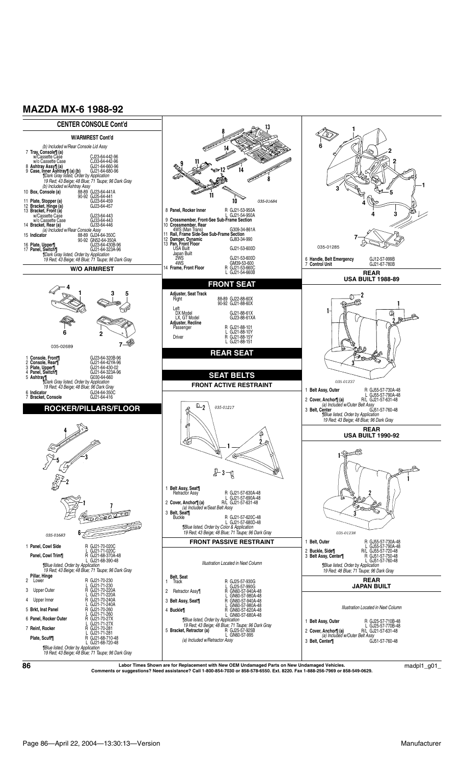# MAZDA MX-6 1988-92

## CENTER CONSOLE Cont'd

### W/ARMREST Cont'd

*(b) Included w/Rear Console Lid Assy*

| | |
|---|---|
| 7 **Tray, Console¶ (a)** | |
| w/Cassette Case | CJ23-64-442-96 |
| w/o Cassette Case | CJ33-64-442-96 |
| 8 **Ashtray Assy¶ (a)** | GJ21-64-660-96 |
| 9 **Case, Inner Ashtray¶ (a) (b)** | GJ21-64-680-96 |

*¶Dark Gray listed, Order by Application*
*19 Red; 43 Beige; 48 Blue; 71 Taupe; 96 Dark Gray*
*(b) Included w/Ashtray Assy*

| | |
|---|---|
| 10 **Box, Console (a)** | 88-89 GJ23-64-441A |
| | 90-92 GJ25-64-441 |
| 11 **Plate, Stopper (a)** | GJ23-64-459 |
| 12 **Bracket, Hinge (a)** | GJ23-64-457 |
| 13 **Bracket, Front (a)** | |
| w/Cassette Case | GJ23-64-443 |
| w/o Cassette Case | GJ33-64-443 |
| 14 **Bracket, Rear (a)** | GJ33-64-446 |

*(a) Included w/Rear Console Assy*

| | |
|---|---|
| 15 **Indicator** | 88-89 GJ24-64-350C |
| | 90-92 GN52-64-350A |
| 16 **Plate, Upper¶** | GJ23-64-430B-96 |
| 17 **Panel, Switch¶** | GJ21-64-323A-96 |

*¶Dark Gray listed, Order by Application*
*19 Red; 43 Beige; 48 Blue; 71 Taupe; 96 Dark Gray*

### W/O ARMREST

035-02689

| | |
|---|---|
| 1 **Console, Front¶** | GJ23-64-320B-96 |
| 2 **Console, Rear¶** | GJ21-64-42YA-96 |
| 3 **Plate, Upper¶** | GJ21-64-430-02 |
| 4 **Panel, Switch¶** | GJ21-64-323A-96 |
| 5 **Ashtray¶** | G030-64-660 |

*¶Dark Gray listed, Order by Application*
*19 Red; 43 Beige; 48 Blue; 96 Dark Gray*

| | |
|---|---|
| 6 **Indicator** | GJ24-64-350C |
| 7 **Bracket, Console** | GJ21-64-416 |

## ROCKER/PILLARS/FLOOR

035-01683

| | |
|---|---|
| 1 **Panel, Cowl Side** | R GJ21-70-020C |
| | L GJ21-71-020C |
| **Panel, Cowl Trim¶** | R GJ21-68-370A-48 |
| | L GJ21-68-390-48 |

*¶Blue listed, Order by Application*
*19 Red; 43 Beige; 48 Blue; 71 Taupe; 96 Dark Gray*

| | |
|---|---|
| **Pillar, Hinge** | |
| 2 Lower | R GJ21-70-230 |
| | L GJ21-71-230 |
| 3 Upper Outer | R GJ21-70-220A |
| | L GJ21-71-220A |
| 4 Upper Inner | R GJ21-70-240A |
| | L GJ21-71-240A |
| 5 **Brkt, Inst Panel** | R GJ21-70-260 |
| | L GJ21-71-260 |
| 6 **Panel, Rocker Outer** | R GJ21-70-27X |
| | L GJ21-71-27X |
| 7 **Reinf, Rocker** | R GJ21-70-281 |
| | L GJ21-71-281 |
| **Plate, Scuff¶** | R GJ21-68-710-48 |
| | L GJ21-68-720-48 |

*¶Blue listed, Order by Application*
*19 Red; 43 Beige; 48 Blue; 71 Taupe; 96 Dark Gray*

035-01684

| | |
|---|---|
| 8 **Panel, Rocker Inner** | R GJ21-53-950A |
| | L GJ21-54-950A |
| 9 **Crossmember, Front-See Sub-Frame Section** | |
| 10 **Crossmember, Rear** | |
| 4WS (Man Trans) | G309-34-861A |
| 11 **Rail, Frame Side-See Sub-Frame Section** | |
| 12 **Damper, Dynamic** | GJ83-34-990 |
| 13 **Pan, Front Floor** | |
| USA Built | GJ21-53-600D |
| Japan Built | |
| 2WS | GJ21-53-600D |
| 4WS | GM39-53-600 |
| 14 **Frame, Front Floor** | R GJ21-53-660C |
| | L GJ21-54-660B |

## FRONT SEAT

| | |
|---|---|
| **Adjuster, Seat Track** | |
| Right | 88-89 GJ22-88-60X |
| | 90-92 GJ21-88-60X |
| Left | |
| DX Model | GJ21-88-61X |
| LX, GT Model | GJ23-88-61XA |
| **Adjuster, Recline** | |
| Passenger | R GJ21-88-101 |
| | L GJ21-88-10Y |
| Driver | R GJ21-88-15Y |
| | L GJ21-88-151 |

## REAR SEAT

## SEAT BELTS

### FRONT ACTIVE RESTRAINT

035-01217

| | |
|---|---|
| 1 **Belt Assy, Seat¶** | |
| Retractor Assy | R GJ21-57-630A-48 |
| | L GJ21-57-690A-48 |
| 2 **Cover, Anchor¶ (a)** | R/L GJ21-57-631-48 |

*(a) Included w/Seat Belt Assy*

| | |
|---|---|
| 3 **Belt, Seat¶** | |
| Buckle | R GJ21-57-620C-48 |
| | L GJ21-57-680D-48 |

*¶Blue listed, Order by Color & Application*
*19 Red; 43 Beige; 48 Blue; 71 Taupe; 96 Dark Gray*

### FRONT PASSIVE RESTRAINT

*Illustration Located in Next Column*

| | |
|---|---|
| **Belt, Seat** | |
| 1 Track | R GJ25-57-930G |
| | L GJ25-57-990G |
| 2 Retractor Assy¶ | R GN60-57-940A-48 |
| | L GN60-57-980A-48 |
| 3 **Belt Assy, Seat¶** | R GN60-57-940A-48 |
| | L GN60-57-980A-48 |
| 4 **Buckle¶** | R GN60-57-620A-48 |
| | L GN60-57-680A-48 |

*¶Blue listed, Order by Application*
*19 Red; 43 Beige; 48 Blue; 71 Taupe; 96 Dark Gray*

| | |
|---|---|
| 5 **Bracket, Retractor (a)** | R GJ25-57-925B |
| | L GN60-57-995 |

*(a) Included w/Retractor Assy*

035-01285

| | |
|---|---|
| 6 **Handle, Belt Emergency** | GJ12-57-999B |
| 7 **Control Unit** | GJ21-67-780B |

### REAR USA BUILT 1988-89

035-01237

| | |
|---|---|
| 1 **Belt Assy, Outer** | R GJ55-57-730A-48 |
| | L GJ55-57-790A-48 |
| 2 **Cover, Anchor¶ (a)** | R/L GJ21-57-631-48 |

*(a) Included w/Outer Belt Assy*

| | |
|---|---|
| 3 **Belt, Center** | GJ51-57-760-48 |

*¶Blue listed, Order by Application*
*19 Red; 43 Beige; 48 Blue; 96 Dark Gray*

### REAR USA BUILT 1990-92

035-01238

| | |
|---|---|
| 1 **Belt, Outer** | R GJ55-57-730A-48 |
| | L GJ55-57-790A-48 |
| 2 **Buckle, Side¶** | R/L GJ55-57-720-48 |
| 3 **Belt Assy, Center¶** | R GJ51-57-750-48 |
| | L GJ51-57-760-48 |

*¶Blue listed, Order by Application*
*19 Red; 48 Blue; 71 Taupe; 96 Dark Gray*

### REAR JAPAN BUILT

*Illustration Located in Next Column*

| | |
|---|---|
| 1 **Belt Assy, Outer** | R GJ25-57-710B-48 |
| | L GJ25-57-770B-48 |
| 2 **Cover, Anchor¶ (a)** | R/L GJ21-57-631-48 |

*(a) Included w/Outer Belt Assy*

| | |
|---|---|
| 3 **Belt, Center¶** | GJ51-57-760-48 |

**Labor Times Shown are for Replacement with New OEM Undamaged Parts on New Undamaged Vehicles.**
**Comments or suggestions? Need assistance? Call 1-800-854-7030 or 858-578-6550. Ext. 8220. Fax 1-888-256-7969 or 858-549-0629.**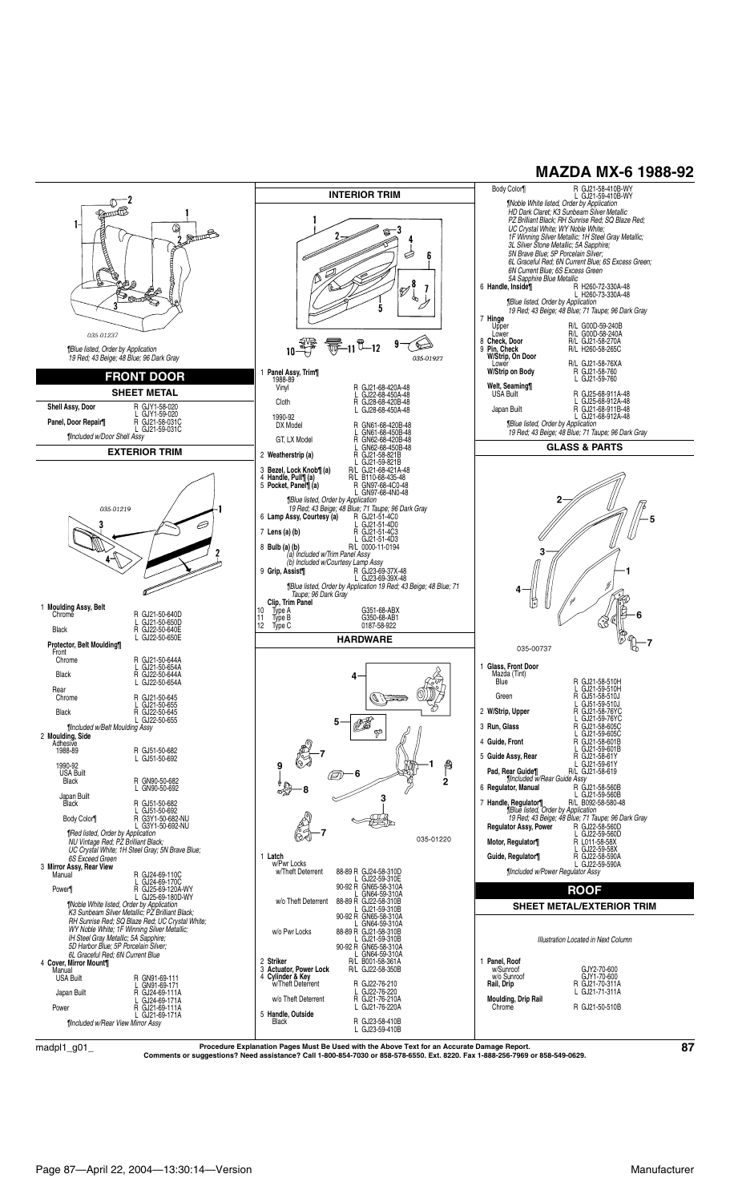# MAZDA MX-6 1988-92

*035-01237*

¶Blue listed, Order by Application
19 Red; 43 Beige; 48 Blue; 96 Dark Gray

## FRONT DOOR

### SHEET METAL

| Part | Number |
|---|---|
| **Shell Assy, Door** | R GJY1-58-020 |
| | L GJY1-59-020 |
| **Panel, Door Repair¶** | R GJ21-58-031C |
| | L GJ21-59-031C |

¶Included w/Door Shell Assy

### EXTERIOR TRIM

*035-01219*

1 **Moulding Assy, Belt**
- Chrome — R GJ21-50-640D / L GJ21-50-650D
- Black — R GJ22-50-640E / L GJ22-50-650E

**Protector, Belt Moulding¶**
- Front
  - Chrome — R GJ21-50-644A / L GJ21-50-654A
  - Black — R GJ22-50-644A / L GJ22-50-654A
- Rear
  - Chrome — R GJ21-50-645 / L GJ21-50-655
  - Black — R GJ22-50-645 / L GJ22-50-655

¶Included w/Belt Moulding Assy

2 **Moulding, Side**
- Adhesive
  - 1988-89 — R GJ51-50-682 / L GJ51-50-692
  - 1990-92
    - USA Built
      - Black — R GN90-50-682 / L GN90-50-692
    - Japan Built
      - Black — R GJ51-50-682 / L GJ51-50-692
      - Body Color¶ — R G3Y1-50-682-NU / L G3Y1-50-692-NU

¶Red listed, Order by Application
NU Vintage Red; PZ Brilliant Black;
UC Crystal White; 1H Steel Gray; 5N Brave Blue;
6S Excess Green

3 **Mirror Assy, Rear View**
- Manual — R GJ24-69-110C / L GJ24-69-170C
- Power¶ — R GJ25-69-120A-WY / L GJ25-69-180D-WY

¶Noble White listed, Order by Application
K3 Sunbeam Silver Metallic; PZ Brilliant Black;
RH Sunrise Red; SQ Blaze Red; UC Crystal White;
WY Noble White; 1F Winning Silver Metallic;
IH Steel Gray Metallic; 5A Sapphire;
5D Harbor Blue; 5P Porcelain Silver;
6L Graceful Red; 6N Current Blue

4 **Cover, Mirror Mount¶**
- Manual
  - USA Built — R GN91-69-111 / L GN91-69-171
  - Japan Built — R GJ24-69-111A / L GJ24-69-171A
- Power — R GJ21-69-111A / L GJ21-69-171A

¶Included w/Rear View Mirror Assy

## INTERIOR TRIM

*035-01927*

1 **Panel Assy, Trim¶**
- 1988-89
  - Vinyl — R GJ21-68-420A-48 / L GJ22-68-450A-48
  - Cloth — R GJ28-68-420B-48 / L GJ28-68-450A-48
- 1990-92
  - DX Model — R GN61-68-420B-48 / L GN61-68-450B-48
  - GT, LX Model — R GN62-68-420B-48 / L GN62-68-450B-48

2 **Weatherstrip (a)** — R GJ21-58-821B / L GJ21-59-821B

3 **Bezel, Lock Knob¶ (a)** — R/L GJ21-68-421A-48

4 **Handle, Pull¶ (a)** — R/L B110-68-435-48

5 **Pocket, Panel¶ (a)** — R GN97-68-4C0-48 / L GN97-68-4N0-48

¶Blue listed, Order by Application
19 Red; 43 Beige; 48 Blue; 71 Taupe; 96 Dark Gray

6 **Lamp Assy, Courtesy (a)** — R GJ21-51-4C0 / L GJ21-51-4D0

7 **Lens (a) (b)** — R GJ21-51-4C3 / L GJ21-51-4D3

8 **Bulb (a) (b)** — R/L 0000-11-0194

(a) Included w/Trim Panel Assy
(b) Included w/Courtesy Lamp Assy

9 **Grip, Assist¶** — R GJ23-69-37X-48 / L GJ23-69-39X-48

¶Blue listed, Order by Application 19 Red; 43 Beige; 48 Blue; 71 Taupe; 96 Dark Gray

**Clip, Trim Panel**

| | Type | Number |
|---|---|---|
| 10 | Type A | G351-68-ABX |
| 11 | Type B | G350-68-AB1 |
| 12 | Type C | 0187-58-922 |

## HARDWARE

*035-01220*

1 **Latch**
- w/Pwr Locks
  - w/Theft Deterrent
    - 88-89 — R GJ24-58-310D / L GJ22-59-310E
    - 90-92 — R GN65-58-310A / L GN64-59-310A
  - w/o Theft Deterrent
    - 88-89 — R GJ22-58-310B / L GJ21-59-310B
    - 90-92 — R GN65-58-310A / L GN64-59-310A
- w/o Pwr Locks
  - 88-89 — R GJ21-58-310B / L GJ21-59-310B
  - 90-92 — R GN65-58-310A / L GN64-59-310A

2 **Striker** — R/L B001-58-361A

3 **Actuator, Power Lock** — R/L GJ22-58-350B

4 **Cylinder & Key**
- w/Theft Deterrent — R GJ22-76-210 / L GJ22-76-220
- w/o Theft Deterrent — R GJ21-76-210A / L GJ21-76-220A

5 **Handle, Outside**
- Black — R GJ23-58-410B / L GJ23-59-410B
- Body Color¶ — R GJ21-58-410B-WY / L GJ21-59-410B-WY

¶Noble White listed, Order by Application
HD Dark Claret; K3 Sunbeam Silver Metallic
PZ Brilliant Black; RH Sunrise Red; SQ Blaze Red;
UC Crystal White; WY Noble White;
1F Winning Silver Metallic; 1H Steel Gray Metallic;
3L Silver Stone Metallic; 5A Sapphire;
5N Brave Blue; 5P Porcelain Silver;
6L Graceful Red; 6N Current Blue; 6S Excess Green;
6N Current Blue; 6S Excess Green
5A Sapphire Blue Metallic

6 **Handle, Inside¶** — R H260-72-330A-48 / L H260-73-330A-48

¶Blue listed, Order by Application
19 Red; 43 Beige; 48 Blue; 71 Taupe; 96 Dark Gray

7 **Hinge**
- Upper — R/L G00D-59-240B
- Lower — R/L G00D-58-240A

8 **Check, Door** — R/L GJ21-58-270A

9 **Pin, Check** — R/L H260-58-265C

**W/Strip, On Door**
- Lower — R/L GJ21-58-76XA

**W/Strip on Body** — R GJ21-58-760 / L GJ21-59-760

**Welt, Seaming¶**
- USA Built — R GJ25-68-911A-48 / L GJ25-68-912A-48
- Japan Built — R GJ21-68-911B-48 / L GJ21-68-912A-48

¶Blue listed, Order by Application
19 Red; 43 Beige; 48 Blue; 71 Taupe; 96 Dark Gray

## GLASS & PARTS

035-00737

1 **Glass, Front Door**
- Mazda (Tint)
  - Blue — R GJ21-58-510H / L GJ21-59-510H
  - Green — R GJ51-58-510J / L GJ51-59-510J

2 **W/Strip, Upper** — R GJ21-58-76YC / L GJ21-59-76YC

3 **Run, Glass** — R GJ21-58-605C / L GJ21-59-605C

4 **Guide, Front** — R GJ21-58-601B / L GJ21-59-601B

5 **Guide Assy, Rear** — R GJ21-58-61Y / L GJ21-59-61Y

**Pad, Rear Guide¶** — R/L GJ21-58-619

¶Included w/Rear Guide Assy

6 **Regulator, Manual** — R GJ21-58-560B / L GJ21-59-560B

7 **Handle, Regulator¶** — R/L B092-58-580-48

¶Blue listed, Order by Application
19 Red; 43 Beige; 48 Blue; 71 Taupe; 96 Dark Gray

**Regulator Assy, Power** — R GJ22-58-560D / L GJ22-59-560D

**Motor, Regulator¶** — R L011-58-58X / L GJ22-59-58X

**Guide, Regulator¶** — R GJ22-58-590A / L GJ22-59-590A

¶Included w/Power Regulator Assy

## ROOF

### SHEET METAL/EXTERIOR TRIM

*Illustration Located in Next Column*

1 **Panel, Roof**
- w/Sunroof — GJY2-70-600
- w/o Sunroof — GJY1-70-600

**Rail, Drip** — R GJ21-70-311A / L GJ21-71-311A

**Moulding, Drip Rail**
- Chrome — R GJ21-50-510B

**Procedure Explanation Pages Must Be Used with the Above Text for an Accurate Damage Report.**
**Comments or suggestions? Need assistance? Call 1-800-854-7030 or 858-578-6550. Ext. 8220. Fax 1-888-256-7969 or 858-549-0629.**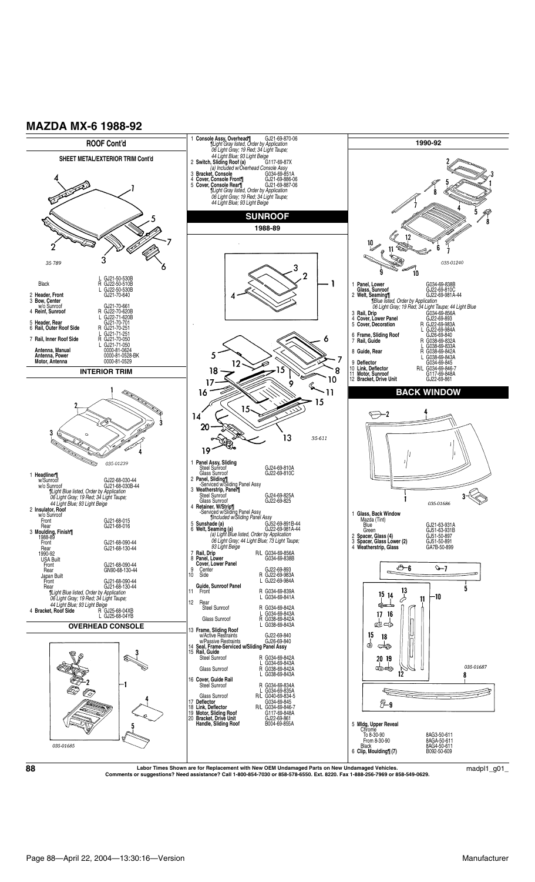# MAZDA MX-6 1988-92

## ROOF Cont'd

### SHEET METAL/EXTERIOR TRIM Cont'd

| | | |
|---|---|---|
| Black | L | GJ21-50-530B |
| | R | GJ22-50-510B |
| | L | GJ22-50-530B |
| 2 **Header, Front** | | GJ21-70-640 |
| 3 **Bow, Center** | | |
| w/o Sunroof | | GJ21-70-661 |
| 4 **Reinf, Sunroof** | R | GJ22-70-620B |
| | L | GJ22-71-620B |
| 5 **Header, Rear** | | GJ21-70-701 |
| 6 **Rail, Outer Roof Side** | R | GJ21-70-251 |
| | L | GJ21-71-251 |
| 7 **Rail, Inner Roof Side** | R | GJ21-70-050 |
| | L | GJ21-71-050 |
| **Antenna, Manual** | | 0000-81-0624 |
| **Antenna, Power** | | 0000-81-0528-BK |
| **Motor, Antenna** | | 0000-81-0529 |

### INTERIOR TRIM

| | | |
|---|---|---|
| 1 **Headliner¶** | | |
| w/Sunroof | | GJ22-68-030-44 |
| w/o Sunroof | | GJ21-68-030B-44 |
| *¶Light Blue listed, Order by Application 06 Light Gray; 19 Red; 34 Light Taupe; 44 Light Blue; 93 Light Beige* | | |
| 2 **Insulator, Roof** | | |
| w/o Sunroof | | |
| Front | | GJ21-68-015 |
| Rear | | GJ21-68-016 |
| 3 **Moulding, Finish¶** | | |
| 1988-89 | | |
| Front | | GJ21-68-090-44 |
| Rear | | GJ21-68-130-44 |
| 1990-92 | | |
| USA Built | | |
| Front | | GJ21-68-090-44 |
| Rear | | GN90-68-130-44 |
| Japan Built | | |
| Front | | GJ21-68-090-44 |
| Rear | | GJ21-68-130-44 |
| *¶Light Blue listed, Order by Application 06 Light Gray; 19 Red; 34 Light Taupe; 44 Light Blue; 93 Light Beige* | | |
| 4 **Bracket, Roof Side** | R | GJ25-68-04XB |
| | L | GJ25-68-04YB |

### OVERHEAD CONSOLE

| | |
|---|---|
| 1 **Console Assy, Overhead¶** | GJ21-69-870-06 |
| *¶Light Gray listed, Order by Application 06 Light Gray; 19 Red; 34 Light Taupe; 44 Light Blue; 93 Light Beige* | |
| 2 **Switch, Sliding Roof (a)** | G117-69-87X |
| *(a) Included w/Overhead Console Assy* | |
| 3 **Bracket, Console** | G034-69-851A |
| 4 **Cover, Console Front¶** | GJ21-69-886-06 |
| 5 **Cover, Console Rear¶** | GJ21-69-887-06 |
| *¶Light Gray listed, Order by Application 06 Light Gray; 19 Red; 34 Light Taupe; 44 Light Blue; 93 Light Beige* | |

## SUNROOF

### 1988-89

| | | |
|---|---|---|
| 1 **Panel Assy, Sliding** | | |
| Steel Sunroof | | GJ24-69-810A |
| Glass Sunroof | | GJ22-69-810C |
| 2 **Panel, Sliding¶** | | |
| -Serviced w/Sliding Panel Assy | | |
| 3 **Weatherstrip, Panel¶** | | |
| Steel Sunroof | | GJ24-69-825A |
| Glass Sunroof | | GJ22-69-825 |
| 4 **Retainer, W/Strip¶** | | |
| -Serviced w/Sliding Panel Assy | | |
| *¶Included w/Sliding Panel Assy* | | |
| 5 **Sunshade (a)** | | GJ52-69-891B-44 |
| 6 **Welt, Seaming (a)** | | GJ22-69-981A-44 |
| *(a) Light Blue listed, Order by Application 06 Light Gray; 44 Light Blue; 73 Light Taupe; 93 Light Beige* | | |
| 7 **Rail, Drip** | R/L | G034-69-856A |
| 8 **Panel, Lower** | | G034-69-838B |
| **Cover, Lower Panel** | | |
| 9 Center | | GJ22-69-893 |
| 10 Side | R | GJ22-69-983A |
| | L | GJ22-69-984A |
| **Guide, Sunroof Panel** | | |
| 11 Front | R | G034-69-839A |
| | L | G034-69-841A |
| 12 Rear | | |
| Steel Sunroof | R | G034-69-842A |
| | L | G034-69-843A |
| Glass Sunroof | R | G038-69-842A |
| | L | G038-69-843A |
| 13 **Frame, Sliding Roof** | | |
| w/Active Restraints | | GJ22-69-840 |
| w/Passive Restraints | | GJ26-69-840 |
| 14 **Seal, Frame-Serviced w/Sliding Panel Assy** | | |
| 15 **Rail, Guide** | | |
| Steel Sunroof | R | G034-69-842A |
| | L | G034-69-843A |
| Glass Sunroof | R | G038-69-842A |
| | L | G038-69-843A |
| 16 **Cover, Guide Rail** | | |
| Steel Sunroof | R | G034-69-834A |
| | L | G034-69-835A |
| Glass Sunroof | R/L | G040-69-834-5 |
| 17 **Deflector** | | G034-69-845 |
| 18 **Link, Deflector** | R/L | G034-69-846-7 |
| 19 **Motor, Sliding Roof** | | G117-69-848A |
| 20 **Bracket, Drive Unit** | | GJ22-69-861 |
| **Handle, Sliding Roof** | | B004-69-855A |

### 1990-92

| | | |
|---|---|---|
| 1 **Panel, Lower** | | G034-69-838B |
| **Glass, Sunroof** | | GJ22-69-810C |
| 2 **Welt, Seaming¶** | | GJ22-69-981A-44 |
| *¶Blue listed, Order by Application 06 Light Gray; 19 Red; 34 Light Taupe; 44 Light Blue* | | |
| 3 **Rail, Drip** | | G034-69-856A |
| 4 **Cover, Lower Panel** | | GJ22-69-893 |
| 5 **Cover, Decoration** | R | GJ22-69-983A |
| | L | GJ22-69-984A |
| 6 **Frame, Sliding Roof** | | GJ26-69-840 |
| 7 **Rail, Guide** | R | G038-69-832A |
| | L | G038-69-833A |
| 8 **Guide, Rear** | R | G038-69-842A |
| | L | G038-69-843A |
| 9 **Deflector** | | G034-69-845 |
| 10 **Link, Deflector** | R/L | G034-69-846-7 |
| 11 **Motor, Sunroof** | | G117-69-848A |
| 12 **Bracket, Drive Unit** | | GJ22-69-861 |

## BACK WINDOW

| | |
|---|---|
| 1 **Glass, Back Window** | |
| Mazda (Tint) | |
| Blue | GJ21-63-931A |
| Green | GJ51-63-931B |
| 2 **Spacer, Glass (4)** | GJ51-50-897 |
| 3 **Spacer, Glass Lower (2)** | GJ51-50-891 |
| 4 **Weatherstrip, Glass** | GA7B-50-899 |

| | |
|---|---|
| 5 **Mldg, Upper Reveal** | |
| Chrome | |
| To 8-30-90 | 8AG3-50-611 |
| From 8-30-90 | 8AGA-50-611 |
| Black | 8AG4-50-611 |
| 6 **Clip, Moulding¶ (7)** | B092-50-609 |

Labor Times Shown are for Replacement with New OEM Undamaged Parts on New Undamaged Vehicles.
Comments or suggestions? Need assistance? Call 1-800-854-7030 or 858-578-6550. Ext. 8220. Fax 1-888-256-7969 or 858-549-0629.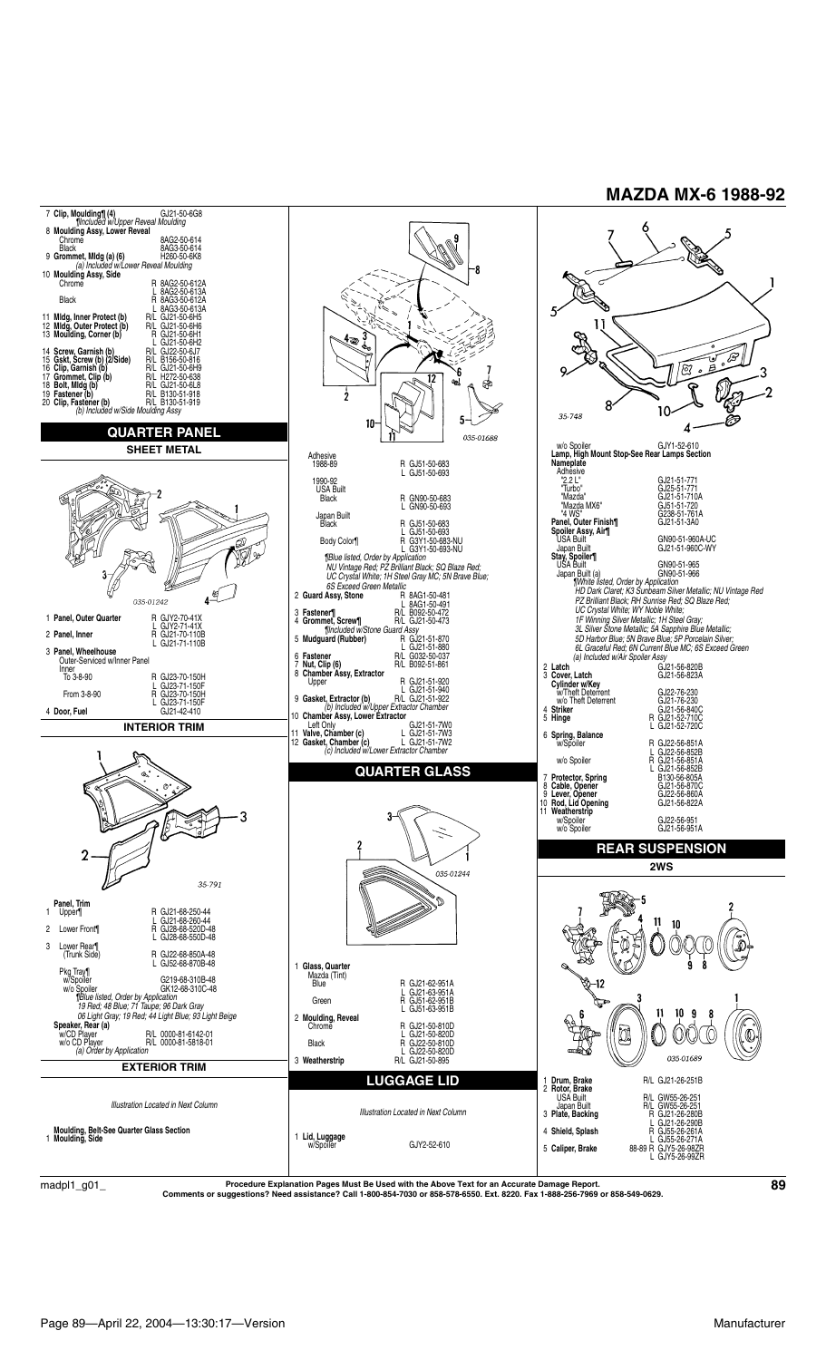# MAZDA MX-6 1988-92

| # | Part | | Part No. |
|---|---|---|---|
| 7 | **Clip, Moulding¶ (4)** | | GJ21-50-6G8 |
| | ¶Included w/Upper Reveal Moulding | | |
| 8 | **Moulding Assy, Lower Reveal** | | |
| | Chrome | | 8AG2-50-614 |
| | Black | | 8AG3-50-614 |
| 9 | **Grommet, Mldg (a) (6)** | | H260-50-6K8 |
| | (a) Included w/Lower Reveal Moulding | | |
| 10 | **Moulding Assy, Side** | | |
| | Chrome | R | 8AG2-50-612A |
| | | L | 8AG2-50-613A |
| | Black | R | 8AG3-50-612A |
| | | L | 8AG3-50-613A |
| 11 | **Mldg, Inner Protect (b)** | R/L | GJ21-50-6H5 |
| 12 | **Mldg, Outer Protect (b)** | R/L | GJ21-50-6H6 |
| 13 | **Moulding, Corner (b)** | R | GJ21-50-6H1 |
| | | L | GJ21-50-6H2 |
| 14 | **Screw, Garnish (b)** | R/L | GJ22-50-6J7 |
| 15 | **Gskt, Screw (b) (2/Side)** | R/L | B156-50-816 |
| 16 | **Clip, Garnish (b)** | R/L | GJ21-50-6H9 |
| 17 | **Grommet, Clip (b)** | R/L | H272-50-638 |
| 18 | **Bolt, Mldg (b)** | R/L | GJ21-50-6L8 |
| 19 | **Fastener (b)** | R/L | B130-51-918 |
| 20 | **Clip, Fastener (b)** | R/L | B130-51-919 |
| | (b) Included w/Side Moulding Assy | | |

## QUARTER PANEL

### SHEET METAL

035-01242

| # | Part | | Part No. |
|---|---|---|---|
| 1 | **Panel, Outer Quarter** | R | GJY2-70-41X |
| | | L | GJY2-71-41X |
| 2 | **Panel, Inner** | R | GJ21-70-110B |
| | | L | GJ21-71-110B |
| 3 | **Panel, Wheelhouse** | | |
| | Outer-Serviced w/Inner Panel | | |
| | Inner | | |
| | To 3-8-90 | R | GJ23-70-150H |
| | | L | GJ23-71-150F |
| | From 3-8-90 | R | GJ23-70-150H |
| | | L | GJ23-71-150F |
| 4 | **Door, Fuel** | | GJ21-42-410 |

### INTERIOR TRIM

35-791

| # | Part | | Part No. |
|---|---|---|---|
| | **Panel, Trim** | | |
| 1 | Upper¶ | R | GJ21-68-250-44 |
| | | L | GJ21-68-260-44 |
| 2 | Lower Front¶ | R | GJ28-68-520D-48 |
| | | L | GJ28-68-550D-48 |
| 3 | Lower Rear¶ (Trunk Side) | R | GJ22-68-850A-48 |
| | | L | GJ52-68-870B-48 |
| | Pkg Tray¶ | | |
| | w/Spoiler | | G219-68-310B-48 |
| | w/o Spoiler | | GK12-68-310C-48 |
| | ¶Blue listed, Order by Application | | |
| | 19 Red; 48 Blue; 71 Taupe; 96 Dark Gray | | |
| | 06 Light Gray; 19 Red; 44 Light Blue; 93 Light Beige | | |
| | **Speaker, Rear (a)** | | |
| | w/CD Player | R/L | 0000-81-6142-01 |
| | w/o CD Player | R/L | 0000-81-5818-01 |
| | (a) Order by Application | | |

### EXTERIOR TRIM

*Illustration Located in Next Column*

**Moulding, Belt-See Quarter Glass Section**

1 **Moulding, Side**

035-01688

| # | Part | | Part No. |
|---|---|---|---|
| | Adhesive | | |
| | 1988-89 | R | GJ51-50-683 |
| | | L | GJ51-50-693 |
| | 1990-92 | | |
| | USA Built | | |
| | Black | R | GN90-50-683 |
| | | L | GN90-50-693 |
| | Japan Built | | |
| | Black | R | GJ51-50-683 |
| | | L | GJ51-50-693 |
| | Body Color¶ | R | G3Y1-50-683-NU |
| | | L | G3Y1-50-693-NU |
| | ¶Blue listed, Order by Application | | |
| | NU Vintage Red; PZ Brilliant Black; SQ Blaze Red; | | |
| | UC Crystal White; 1H Steel Gray MC; 5N Brave Blue; | | |
| | 6S Exceed Green Metallic | | |
| 2 | **Guard Assy, Stone** | R | 8AG1-50-481 |
| | | L | 8AG1-50-491 |
| 3 | **Fastener¶** | R/L | B092-50-472 |
| 4 | **Grommet, Screw¶** | R/L | GJ21-50-473 |
| | ¶Included w/Stone Guard Assy | | |
| 5 | **Mudguard (Rubber)** | R | GJ21-51-870 |
| | | L | GJ21-51-880 |
| 6 | **Fastener** | R/L | G032-50-037 |
| 7 | **Nut, Clip (6)** | R/L | B092-51-861 |
| 8 | **Chamber Assy, Extractor** | | |
| | Upper | R | GJ21-51-920 |
| | | L | GJ21-51-940 |
| 9 | **Gasket, Extractor (b)** | R/L | GJ21-51-922 |
| | (b) Included w/Upper Extractor Chamber | | |
| 10 | **Chamber Assy, Lower Extractor** | | |
| | Left Only | | GJ21-51-7W0 |
| 11 | **Valve, Chamber (c)** | L | GJ21-51-7W3 |
| 12 | **Gasket, Chamber (c)** | L | GJ21-51-7W2 |
| | (c) Included w/Lower Extractor Chamber | | |

## QUARTER GLASS

035-01244

| # | Part | | Part No. |
|---|---|---|---|
| 1 | **Glass, Quarter** | | |
| | Mazda (Tint) | | |
| | Blue | R | GJ21-62-951A |
| | | L | GJ21-63-951A |
| | Green | R | GJ51-62-951B |
| | | L | GJ51-63-951B |
| 2 | **Moulding, Reveal** | | |
| | Chrome | R | GJ21-50-810D |
| | | L | GJ21-50-820D |
| | Black | R | GJ22-50-810D |
| | | L | GJ22-50-820D |
| 3 | **Weatherstrip** | R/L | GJ21-50-895 |

## LUGGAGE LID

*Illustration Located in Next Column*

| # | Part | | Part No. |
|---|---|---|---|
| 1 | **Lid, Luggage** | | |
| | w/Spoiler | | GJY2-52-610 |

35-748

| # | Part | | Part No. |
|---|---|---|---|
| | w/o Spoiler | | GJY1-52-610 |
| | **Lamp, High Mount Stop-See Rear Lamps Section** | | |
| | **Nameplate** | | |
| | Adhesive | | |
| | "2.2 L" | | GJ21-51-771 |
| | "Turbo" | | GJ25-51-771 |
| | "Mazda" | | GJ21-51-710A |
| | "Mazda MX6" | | GJ51-51-720 |
| | "4 WS" | | G238-51-761A |
| | **Panel, Outer Finish¶** | | GJ21-51-3A0 |
| | **Spoiler Assy, Air¶** | | |
| | USA Built | | GN90-51-960A-UC |
| | Japan Built | | GJ21-51-960C-WY |
| | **Stay, Spoiler¶** | | |
| | USA Built | | GN90-51-965 |
| | Japan Built (a) | | GN90-51-966 |
| | ¶White listed, Order by Application | | |
| | HD Dark Claret; K3 Sunbeam Silver Metallic; NU Vintage Red | | |
| | PZ Brilliant Black; RH Sunrise Red; SQ Blazed Red; | | |
| | UC Crystal White; WY Noble White; | | |
| | 1F Winning Silver Metallic; 1H Steel Gray; | | |
| | 3L Silver Stone Metallic; 5A Sapphire Blue Metallic; | | |
| | 5D Harbor Blue; 5N Brave Blue; 5P Porcelain Silver; | | |
| | 6L Graceful Red; 6N Current Blue MC; 6S Exceed Green | | |
| | (a) Included w/Air Spoiler Assy | | |
| 2 | **Latch** | | GJ21-56-820B |
| 3 | **Cover, Latch** | | GJ21-56-823A |
| | **Cylinder w/Key** | | |
| | w/Theft Deterrent | | GJ22-76-230 |
| | w/o Theft Deterrent | | GJ21-76-230 |
| 4 | **Striker** | | GJ21-56-840C |
| 5 | **Hinge** | R | GJ21-52-710C |
| | | L | GJ21-52-720C |
| 6 | **Spring, Balance** | | |
| | w/Spoiler | R | GJ22-56-851A |
| | | L | GJ22-56-852B |
| | w/o Spoiler | R | GJ21-56-851A |
| | | L | GJ21-56-852B |
| 7 | **Protector, Spring** | | B130-56-805A |
| 8 | **Cable, Opener** | | GJ21-56-870C |
| 9 | **Lever, Opener** | | GJ22-56-860A |
| 10 | **Rod, Lid Opening** | | GJ21-56-822A |
| 11 | **Weatherstrip** | | |
| | w/Spoiler | | GJ22-56-951 |
| | w/o Spoiler | | GJ21-56-951A |

## REAR SUSPENSION

### 2WS

035-01689

| # | Part | | Part No. |
|---|---|---|---|
| 1 | **Drum, Brake** | R/L | GJ21-26-251B |
| 2 | **Rotor, Brake** | | |
| | USA Built | R/L | GW55-26-251 |
| | Japan Built | R/L | GW55-26-251 |
| 3 | **Plate, Backing** | R | GJ21-26-280B |
| | | L | GJ21-26-290B |
| 4 | **Shield, Splash** | R | GJ55-26-261A |
| | | L | GJ55-26-271A |
| 5 | **Caliper, Brake** | 88-89 R | GJY5-26-98ZR |
| | | L | GJY5-26-99ZR |

madpl1_g01_

**Procedure Explanation Pages Must Be Used with the Above Text for an Accurate Damage Report.**
**Comments or suggestions? Need assistance? Call 1-800-854-7030 or 858-578-6550. Ext. 8220. Fax 1-888-256-7969 or 858-549-0629.**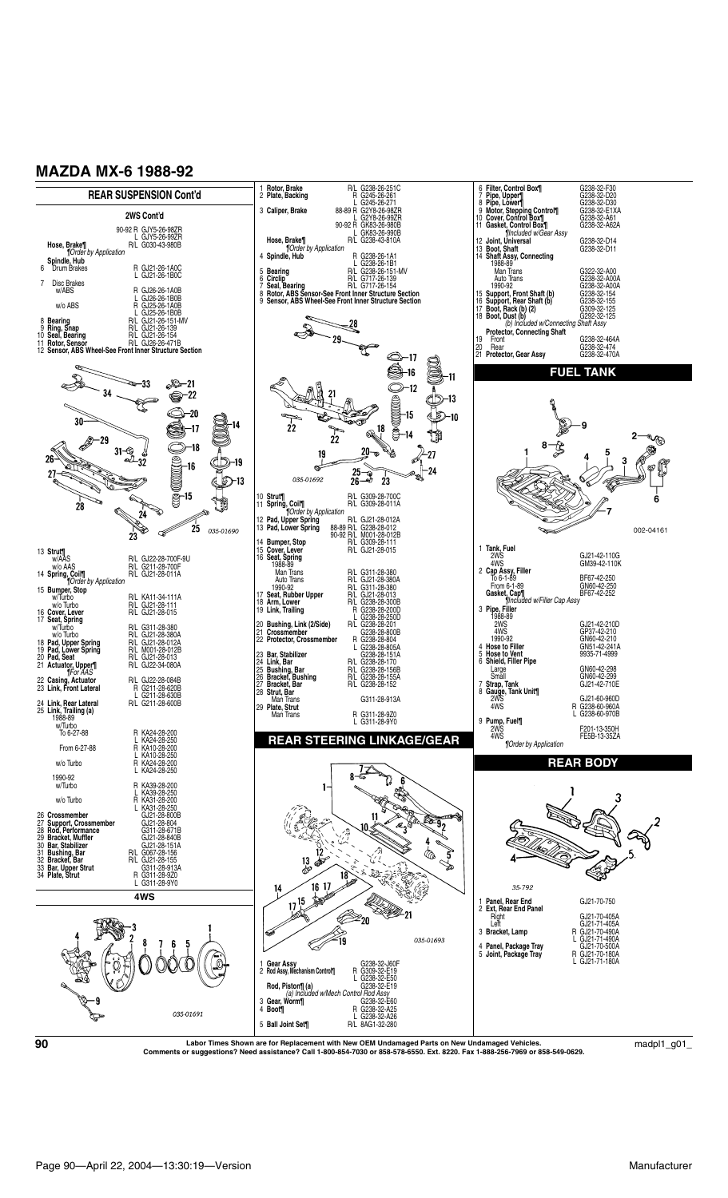# MAZDA MX-6 1988-92

## REAR SUSPENSION Cont'd

### 2WS Cont'd

| | | |
|---|---|---|
| | 90-92 R | GJY5-26-98ZR |
| | L | GJY5-26-99ZR |
| **Hose, Brake¶** | R/L | G030-43-980B |
| *¶Order by Application* | | |
| **Spindle, Hub** | | |
| 6 Drum Brakes | R | GJ21-26-1A0C |
| | L | GJ21-26-1B0C |
| 7 Disc Brakes | | |
| w/ABS | R | GJ26-26-1A0B |
| | L | GJ26-26-1B0B |
| w/o ABS | R | GJ25-26-1A0B |
| | L | GJ25-26-1B0B |
| 8 **Bearing** | R/L | GJ21-26-151-MV |
| 9 **Ring, Snap** | R/L | GJ21-26-139 |
| 10 **Seal, Bearing** | R/L | GJ21-26-154 |
| 11 **Rotor, Sensor** | R/L | GJ26-26-471B |
| 12 **Sensor, ABS Wheel-See Front Inner Structure Section** | | |

035-01690

| | | |
|---|---|---|
| 13 **Strut¶** | | |
| w/AAS | R/L | GJ22-28-700F-9U |
| w/o AAS | R/L | G211-28-700F |
| 14 **Spring, Coil¶** | R/L | GJ21-28-011A |
| *¶Order by Application* | | |
| 15 **Bumper, Stop** | | |
| w/Turbo | R/L | KA11-34-111A |
| w/o Turbo | R/L | GJ21-28-111 |
| 16 **Cover, Lever** | R/L | GJ21-28-015 |
| 17 **Seat, Spring** | | |
| w/Turbo | R/L | G311-28-380 |
| w/o Turbo | R/L | GJ21-28-380A |
| 18 **Pad, Upper Spring** | R/L | GJ21-28-012A |
| 19 **Pad, Lower Spring** | R/L | M001-28-012B |
| 20 **Pad, Seat** | R/L | GJ21-28-013 |
| 21 **Actuator, Upper¶** | R/L | GJ22-34-080A |
| *¶For AAS* | | |
| 22 **Casing, Actuator** | R/L | GJ22-28-084B |
| 23 **Link, Front Lateral** | R | GJ21-28-620B |
| | L | G211-28-630B |
| 24 **Link, Rear Lateral** | R/L | G211-28-600B |
| 25 **Link, Trailing (a)** | | |
| 1988-89 | | |
| w/Turbo | | |
| To 6-27-88 | R | KA24-28-200 |
| | L | KA24-28-250 |
| From 6-27-88 | R | KA10-28-200 |
| | L | KA10-28-250 |
| w/o Turbo | R | KA24-28-200 |
| | L | KA24-28-250 |
| 1990-92 | | |
| w/Turbo | R | KA39-28-200 |
| | L | KA39-28-250 |
| w/o Turbo | R | KA31-28-200 |
| | L | KA31-28-250 |
| 26 **Crossmember** | | GJ21-28-800B |
| 27 **Support, Crossmember** | | GJ21-28-804 |
| 28 **Rod, Performance** | | G311-28-671B |
| 29 **Bracket, Muffler** | | GJ21-28-840B |
| 30 **Bar, Stabilizer** | | GJ21-28-151A |
| 31 **Bushing, Bar** | R/L | G067-28-156 |
| 32 **Bracket, Bar** | R/L | GJ21-28-155 |
| 33 **Bar, Upper Strut** | | G311-28-913A |
| 34 **Plate, Strut** | R | G311-28-9Z0 |
| | L | G311-28-9Y0 |

### 4WS

035-01691

| | | |
|---|---|---|
| 1 **Rotor, Brake** | R/L | G238-26-251C |
| 2 **Plate, Backing** | R | G245-26-261 |
| | L | G245-26-271 |
| 3 **Caliper, Brake** | 88-89 R | G2Y8-26-98ZR |
| | L | G2Y8-26-99ZR |
| | 90-92 R | GK83-26-980B |
| | L | GK83-26-990B |
| **Hose, Brake¶** | R/L | G238-43-810A |
| *¶Order by Application* | | |
| 4 **Spindle, Hub** | R | G238-26-1A1 |
| | L | G238-26-1B1 |
| 5 **Bearing** | R/L | G238-26-151-MV |
| 6 **Circlip** | R/L | G717-26-139 |
| 7 **Seal, Bearing** | R/L | G717-26-154 |
| 8 **Rotor, ABS Sensor-See Front Inner Structure Section** | | |
| 9 **Sensor, ABS Wheel-See Front Inner Structure Section** | | |

035-01692

| | | |
|---|---|---|
| 10 **Strut¶** | R/L | G309-28-700C |
| 11 **Spring, Coil¶** | R/L | G309-28-011A |
| *¶Order by Application* | | |
| 12 **Pad, Upper Spring** | R/L | GJ21-28-012A |
| 13 **Pad, Lower Spring** | 88-89 R/L | G238-28-012 |
| | 90-92 R/L | M001-28-012B |
| 14 **Bumper, Stop** | R/L | G309-28-111 |
| 15 **Cover, Lever** | R/L | GJ21-28-015 |
| 16 **Seat, Spring** | | |
| 1988-89 | | |
| Man Trans | R/L | G311-28-380 |
| Auto Trans | R/L | GJ21-28-380A |
| 1990-92 | R/L | G311-28-380 |
| 17 **Seat, Rubber Upper** | R/L | GJ21-28-013 |
| 18 **Arm, Lower** | R/L | G238-28-300B |
| 19 **Link, Trailing** | R | G238-28-200D |
| | L | G238-28-250D |
| 20 **Bushing, Link (2/Side)** | R/L | G238-28-201 |
| 21 **Crossmember** | | G238-28-800B |
| 22 **Protector, Crossmember** | R | G238-28-804 |
| | L | G238-28-805A |
| 23 **Bar, Stabilizer** | | G238-28-151A |
| 24 **Link, Bar** | R/L | G238-28-170 |
| 25 **Bushing, Bar** | R/L | G238-28-156B |
| 26 **Bracket, Bushing** | R/L | G238-28-155A |
| 27 **Bracket, Bar** | R/L | G238-28-152 |
| 28 **Strut, Bar** | | |
| Man Trans | | G311-28-913A |
| 29 **Plate, Strut** | | |
| Man Trans | R | G311-28-9Z0 |
| | L | G311-28-9Y0 |

## REAR STEERING LINKAGE/GEAR

035-01693

| | | |
|---|---|---|
| 1 **Gear Assy** | | G238-32-J60F |
| 2 **Rod Assy, Mechanism Control¶** | R | G309-32-E19 |
| | L | G238-32-E50 |
| **Rod, Piston¶ (a)** | | G238-32-E19 |
| *(a) Included w/Mech Control Rod Assy* | | |
| 3 **Gear, Worm¶** | | G238-32-E60 |
| 4 **Boot¶** | R | G238-32-A25 |
| | L | G238-32-A26 |
| 5 **Ball Joint Set¶** | R/L | 8AG1-32-280 |
| 6 **Filter, Control Box¶** | | G238-32-F30 |
| 7 **Pipe, Upper¶** | | G238-32-D20 |
| 8 **Pipe, Lower¶** | | G238-32-D30 |
| 9 **Motor, Stepping Control¶** | | G238-32-E1XA |
| 10 **Cover, Control Box¶** | | G238-32-A61 |
| 11 **Gasket, Control Box¶** | | G238-32-A62A |
| *¶Included w/Gear Assy* | | |
| 12 **Joint, Universal** | | G238-32-D14 |
| 13 **Boot, Shaft** | | G238-32-D11 |
| 14 **Shaft Assy, Connecting** | | |
| 1988-89 | | |
| Man Trans | | G322-32-A00 |
| Auto Trans | | G238-32-A00A |
| 1990-92 | | G238-32-A00A |
| 15 **Support, Front Shaft (b)** | | G238-32-154 |
| 16 **Support, Rear Shaft (b)** | | G238-32-155 |
| 17 **Boot, Rack (b) (2)** | | G309-32-125 |
| 18 **Boot, Dust (b)** | | G292-32-125 |
| *(b) Included w/Connecting Shaft Assy* | | |
| **Protector, Connecting Shaft** | | |
| 19 Front | | G238-32-464A |
| 20 Rear | | G238-32-474 |
| 21 **Protector, Gear Assy** | | G238-32-470A |

## FUEL TANK

002-04161

| | | |
|---|---|---|
| 1 **Tank, Fuel** | | |
| 2WS | | GJ21-42-110G |
| 4WS | | GM39-42-110K |
| 2 **Cap Assy, Filler** | | |
| To 6-1-89 | | BF67-42-250 |
| From 6-1-89 | | GN60-42-250 |
| **Gasket, Cap¶** | | BF67-42-252 |
| *¶Included w/Filler Cap Assy* | | |
| 3 **Pipe, Filler** | | |
| 1988-89 | | |
| 2WS | | GJ21-42-210D |
| 4WS | | GP37-42-210 |
| 1990-92 | | GN60-42-210 |
| 4 **Hose to Filler** | | GN51-42-241A |
| 5 **Hose to Vent** | | 9935-71-4999 |
| 6 **Shield, Filler Pipe** | | |
| Large | | GN60-42-298 |
| Small | | GN60-42-299 |
| 7 **Strap, Tank** | | GJ21-42-710E |
| 8 **Gauge, Tank Unit¶** | | |
| 2WS | | GJ21-60-960D |
| 4WS | R | G238-60-960A |
| | L | G238-60-970B |
| 9 **Pump, Fuel¶** | | |
| 2WS | | F201-13-350H |
| 4WS | | FE5B-13-35ZA |
| *¶Order by Application* | | |

## REAR BODY

35-792

| | | |
|---|---|---|
| 1 **Panel, Rear End** | | GJ21-70-750 |
| 2 **Ext, Rear End Panel** | | |
| Right | | GJ21-70-405A |
| Left | | GJ21-71-405A |
| 3 **Bracket, Lamp** | R | GJ21-70-490A |
| | L | GJ21-71-490A |
| 4 **Panel, Package Tray** | | GJ21-70-500A |
| 5 **Joint, Package Tray** | R | GJ21-70-180A |
| | L | GJ21-71-180A |

**Labor Times Shown are for Replacement with New OEM Undamaged Parts on New Undamaged Vehicles.**
**Comments or suggestions? Need assistance? Call 1-800-854-7030 or 858-578-6550. Ext. 8220. Fax 1-888-256-7969 or 858-549-0629.**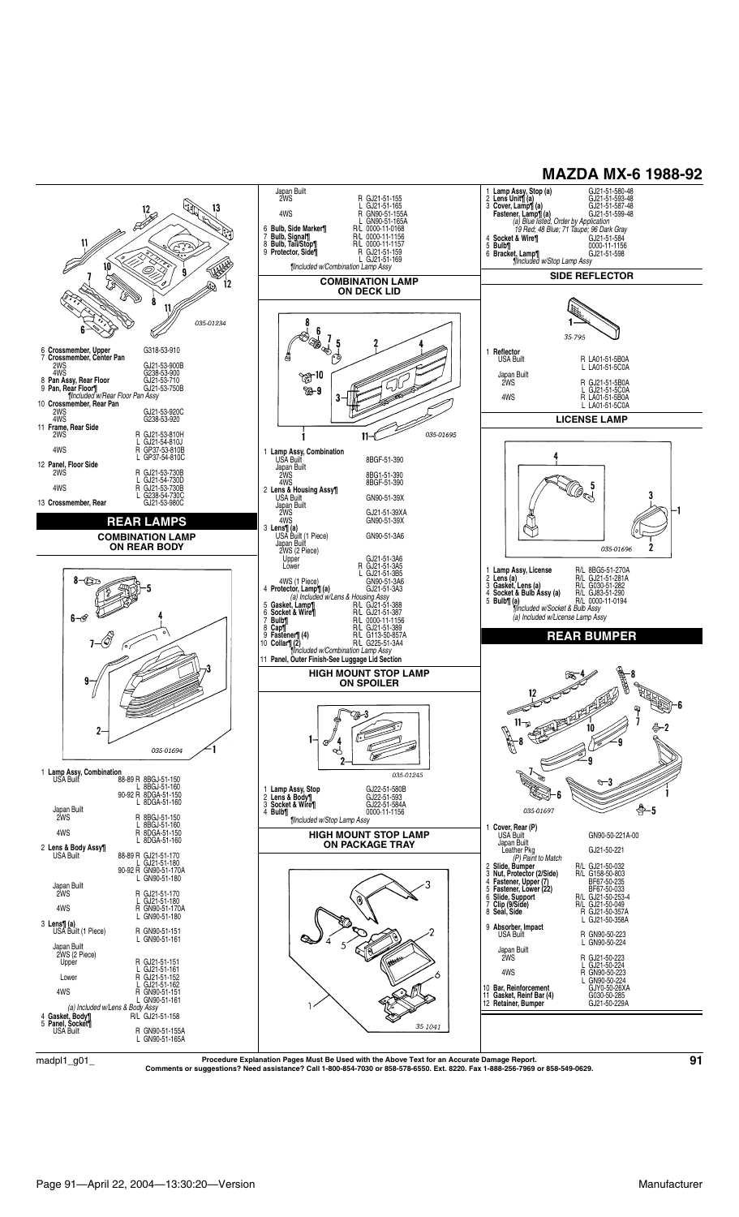# MAZDA MX-6 1988-92

035-01234

6 **Crossmember, Upper** G318-53-910
7 **Crossmember, Center Pan**
2WS GJ21-53-900B
4WS G238-53-900
8 **Pan Assy, Rear Floor** GJ21-53-710
9 **Pan, Rear Floor¶** GJ21-53-750B
*¶Included w/Rear Floor Pan Assy*
10 **Crossmember, Rear Pan**
2WS GJ21-53-920C
4WS G238-53-920
11 **Frame, Rear Side**
2WS R GJ21-53-810H
L GJ21-54-810J
4WS R GP37-53-810B
L GP37-54-810C
12 **Panel, Floor Side**
2WS R GJ21-53-730B
L GJ21-54-730D
4WS R GJ21-53-730B
L G238-54-730C
13 **Crossmember, Rear** GJ21-53-980C

## REAR LAMPS

### COMBINATION LAMP ON REAR BODY

035-01694

1 **Lamp Assy, Combination**
USA Built 88-89 R 8BGJ-51-150
L 8BGJ-51-160
90-92 R 8DGA-51-150
L 8DGA-51-160
Japan Built
2WS R 8BGJ-51-150
L 8BGJ-51-160
4WS R 8DGA-51-150
L 8DGA-51-160
2 **Lens & Body Assy¶**
USA Built 88-89 R GJ21-51-170
L GJ21-51-180
90-92 R GN90-51-170A
L GN90-51-180
Japan Built
2WS R GJ21-51-170
L GJ21-51-180
4WS R GN90-51-170A
L GN90-51-180
3 **Lens¶ (a)**
USA Built (1 Piece) R GN90-51-151
L GN90-51-161
Japan Built
2WS (2 Piece)
Upper R GJ21-51-151
L GJ21-51-161
Lower R GJ21-51-152
L GJ21-51-162
4WS R GN90-51-151
L GN90-51-161
*(a) Included w/Lens & Body Assy*
4 **Gasket, Body¶** R/L GJ21-51-158
5 **Panel, Socket¶**
USA Built R GN90-51-155A
L GN90-51-165A
Japan Built
2WS R GJ21-51-155
L GJ21-51-165
4WS R GN90-51-155A
L GN90-51-165A
6 **Bulb, Side Marker¶** R/L 0000-11-0168
7 **Bulb, Signal¶** R/L 0000-11-1156
8 **Bulb, Tail/Stop¶** R/L 0000-11-1157
9 **Protector, Side¶** R GJ21-51-159
L GJ21-51-169
*¶Included w/Combination Lamp Assy*

### COMBINATION LAMP ON DECK LID

035-01695

1 **Lamp Assy, Combination**
USA Built 8BGF-51-390
Japan Built
2WS 8BG1-51-390
4WS 8BGF-51-390
2 **Lens & Housing Assy¶**
USA Built GN90-51-39X
Japan Built
2WS GJ21-51-39XA
4WS GN90-51-39X
3 **Lens¶ (a)**
USA Built (1 Piece) GN90-51-3A6
Japan Built
2WS (2 Piece)
Upper GJ21-51-3A6
Lower R GJ21-51-3A5
L GJ21-51-3B5
4WS (1 Piece) GN90-51-3A6
4 **Protector, Lamp¶ (a)** GJ21-51-3A3
*(a) Included w/Lens & Housing Assy*
5 **Gasket, Lamp¶** R/L GJ21-51-388
6 **Socket & Wire¶** R/L GJ21-51-387
7 **Bulb¶** R/L 0000-11-1156
8 **Cap¶** R/L GJ21-51-389
9 **Fastener¶ (4)** R/L G113-50-857A
10 **Collar¶ (2)** R/L G225-51-3A4
*¶Included w/Combination Lamp Assy*
11 **Panel, Outer Finish-See Luggage Lid Section**

### HIGH MOUNT STOP LAMP ON SPOILER

035-01245

1 **Lamp Assy, Stop** GJ22-51-580B
2 **Lens & Body¶** GJ22-51-593
3 **Socket & Wire¶** GJ22-51-584A
4 **Bulb¶** 0000-11-1156
*¶Included w/Stop Lamp Assy*

### HIGH MOUNT STOP LAMP ON PACKAGE TRAY

35-1041

1 **Lamp Assy, Stop (a)** GJ21-51-580-48
2 **Lens Unit¶ (a)** GJ21-51-593-48
3 **Cover, Lamp¶ (a)** GJ21-51-587-48
**Fastener, Lamp¶ (a)** GJ21-51-599-48
*(a) Blue listed, Order by Application*
*19 Red; 48 Blue; 71 Taupe; 96 Dark Gray*
4 **Socket & Wire¶** GJ21-51-584
5 **Bulb¶** 0000-11-1156
6 **Bracket, Lamp¶** GJ21-51-598
*¶Included w/Stop Lamp Assy*

### SIDE REFLECTOR

35-795

1 **Reflector**
USA Built R LA01-51-5B0A
L LA01-51-5C0A
Japan Built
2WS R GJ21-51-5B0A
L GJ21-51-5C0A
4WS R LA01-51-5B0A
L LA01-51-5C0A

### LICENSE LAMP

035-01696

1 **Lamp Assy, License** R/L 8BG5-51-270A
2 **Lens (a)** R/L GJ21-51-281A
3 **Gasket, Lens (a)** R/L G030-51-282
4 **Socket & Bulb Assy (a)** R/L GJ83-51-290
5 **Bulb¶ (a)** R/L 0000-11-0194
*¶Included w/Socket & Bulb Assy*
*(a) Included w/License Lamp Assy*

## REAR BUMPER

035-01697

1 **Cover, Rear (P)**
USA Built GN90-50-221A-00
Japan Built
Leather Pkg GJ21-50-221
*(P) Paint to Match*
2 **Slide, Bumper** R/L GJ21-50-032
3 **Nut, Protector (2/Side)** R/L G158-50-803
4 **Fastener, Upper (7)** BF67-50-235
5 **Fastener, Lower (22)** BF67-50-033
6 **Slide, Support** R/L GJ21-50-253-4
7 **Clip (9/Side)** R/L GJ21-50-049
8 **Seal, Side** R GJ21-50-357A
L GJ21-50-358A
9 **Absorber, Impact**
USA Built R GN90-50-223
L GN90-50-224
Japan Built
2WS R GJ21-50-223
L GJ21-50-224
4WS R GN90-50-223
L GN90-50-224
10 **Bar, Reinforcement** GJY0-50-26XA
11 **Gasket, Reinf Bar (4)** G030-50-285
12 **Retainer, Bumper** GJ21-50-229A

madpl1_g01_

**Procedure Explanation Pages Must Be Used with the Above Text for an Accurate Damage Report.**
**Comments or suggestions? Need assistance? Call 1-800-854-7030 or 858-578-6550. Ext. 8220. Fax 1-888-256-7969 or 858-549-0629.**

Page 91—April 22, 2004—13:30:20—Version Manufacturer